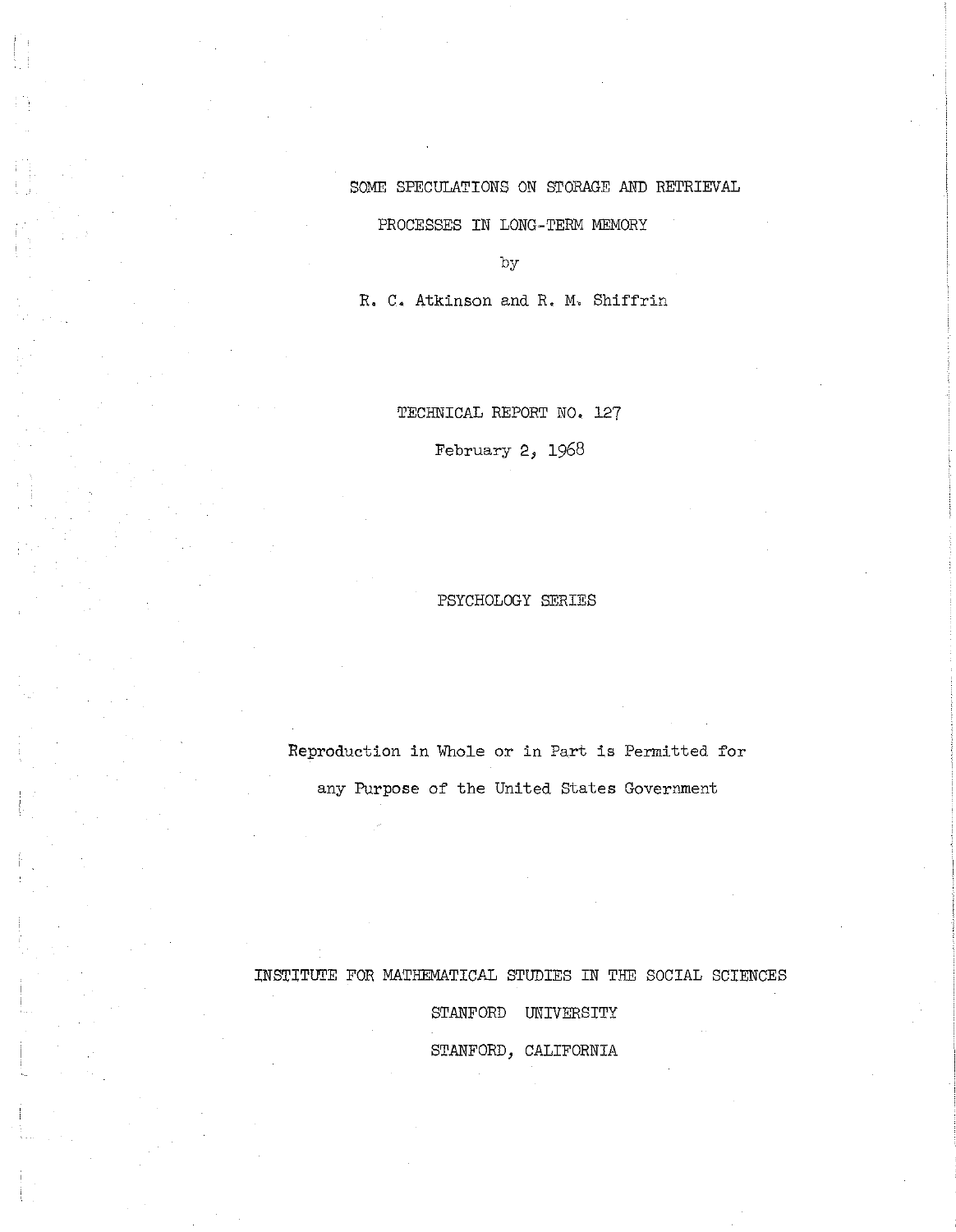# SOME SPECULATIONS ON STORAGE AND RETRIEVAL PROCESSES IN LONG-TERM MEMORY

by

R. C. Atkinson and R. M. Shiffrin

TECHNICAL REPORT NO. 127

February 2, 1968

PSYCHOLOGY SERIES

Reproduction in Whole or in Part is Permitted for any Purpose of the United States Government

INSTITUTE FOR MATHEMATICAL STUDIES IN THE SOCIAL SCIENCES

STANFORD UNIVERSITY

STANFORD, CALIFORNIA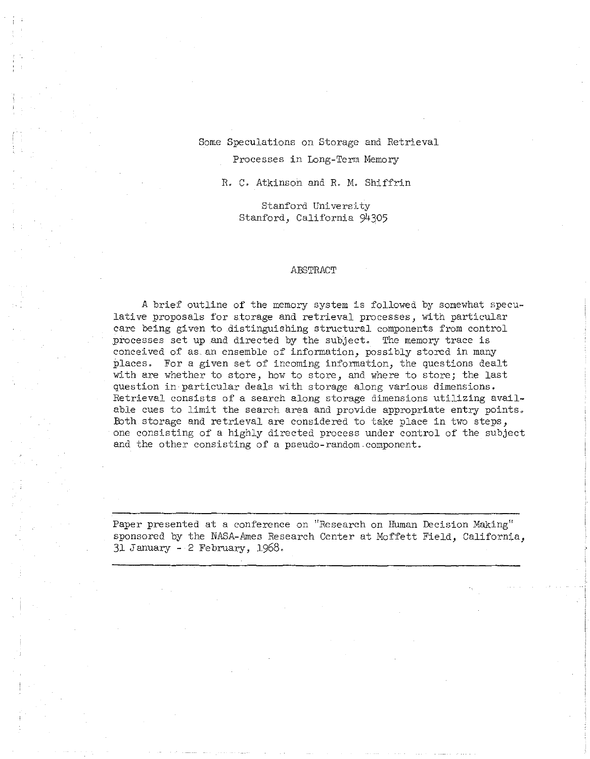# Some Speculations on Storage and Retrieval Processes in Long-Term Memory

R. C. Atkinson and R. M. Shiffrin

Stanford University
Stanford, California 94305

## ABSTRACT

A brief outline of the memory system is followed by somewhat speculative proposals for storage and retrieval processes, with particular care being given to distinguishing structural components from control processes set up and directed by the subject. The memory trace is conceived of as an ensemble of information, possibly stored in many places. For a given set of incoming information, the questions dealt with are whether to store, how to store, and where to store; the last question in particular deals with storage along various dimensions. Retrieval consists of a search along storage dimensions utilizing available cues to limit the search area and provide appropriate entry points. Both storage and retrieval are considered to take place in two steps, one consisting of a highly directed process under control of the subject and the other consisting of a pseudo-random component.

---

Paper presented at a conference on "Research on Human Decision Making" sponsored by the NASA-Ames Research Center at Moffett Field, California, 31 January - 2 February, 1968.

---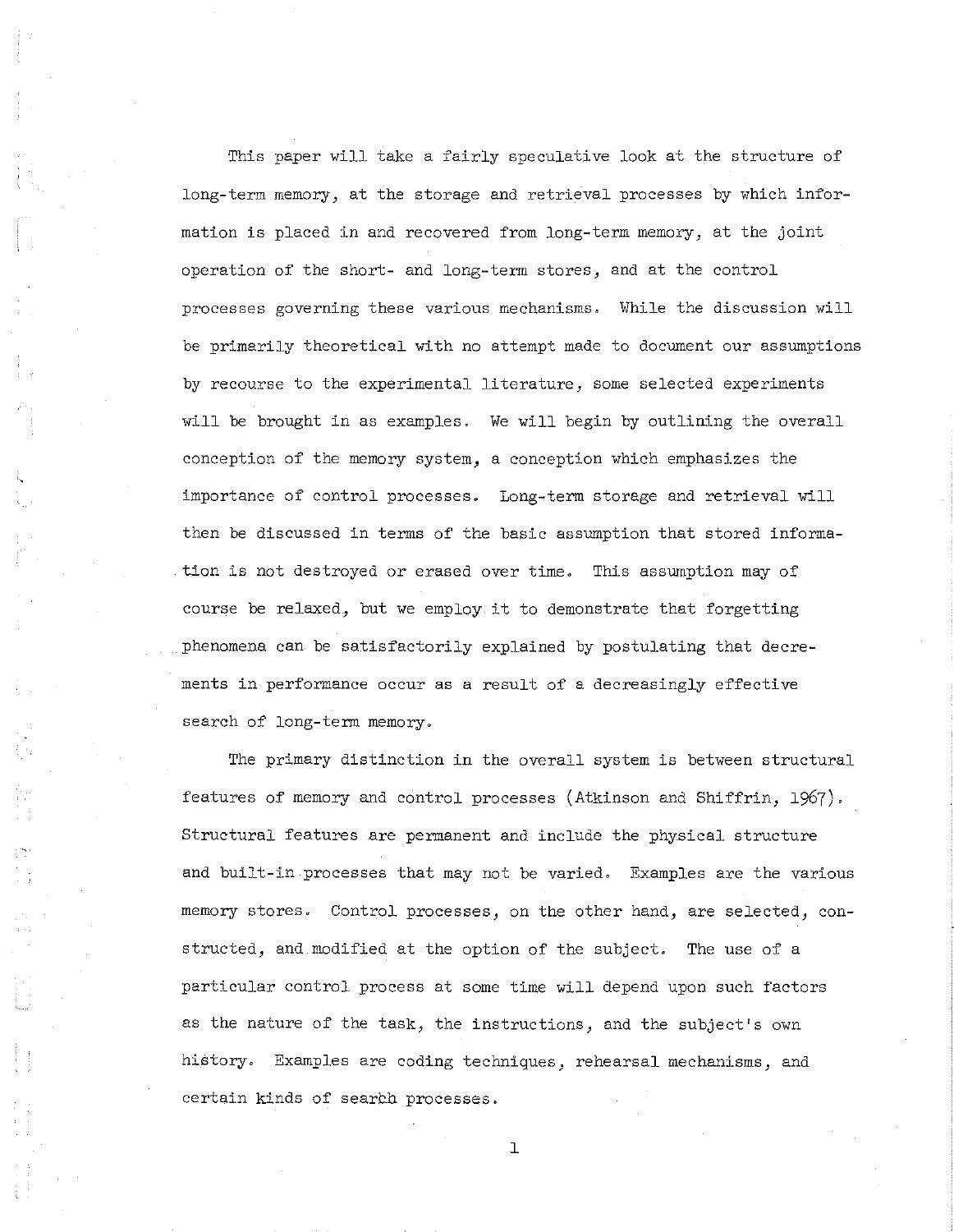This paper will take a fairly speculative look at the structure of long-term memory, at the storage and retrieval processes by which information is placed in and recovered from long-term memory, at the joint operation of the short- and long-term stores, and at the control processes governing these various mechanisms. While the discussion will be primarily theoretical with no attempt made to document our assumptions by recourse to the experimental literature, some selected experiments will be brought in as examples. We will begin by outlining the overall conception of the memory system, a conception which emphasizes the importance of control processes. Long-term storage and retrieval will then be discussed in terms of the basic assumption that stored information is not destroyed or erased over time. This assumption may of course be relaxed, but we employ it to demonstrate that forgetting phenomena can be satisfactorily explained by postulating that decrements in performance occur as a result of a decreasingly effective search of long-term memory.

The primary distinction in the overall system is between structural features of memory and control processes (Atkinson and Shiffrin, 1967). Structural features are permanent and include the physical structure and built-in processes that may not be varied. Examples are the various memory stores. Control processes, on the other hand, are selected, constructed, and modified at the option of the subject. The use of a particular control process at some time will depend upon such factors as the nature of the task, the instructions, and the subject's own history. Examples are coding techniques, rehearsal mechanisms, and certain kinds of search processes.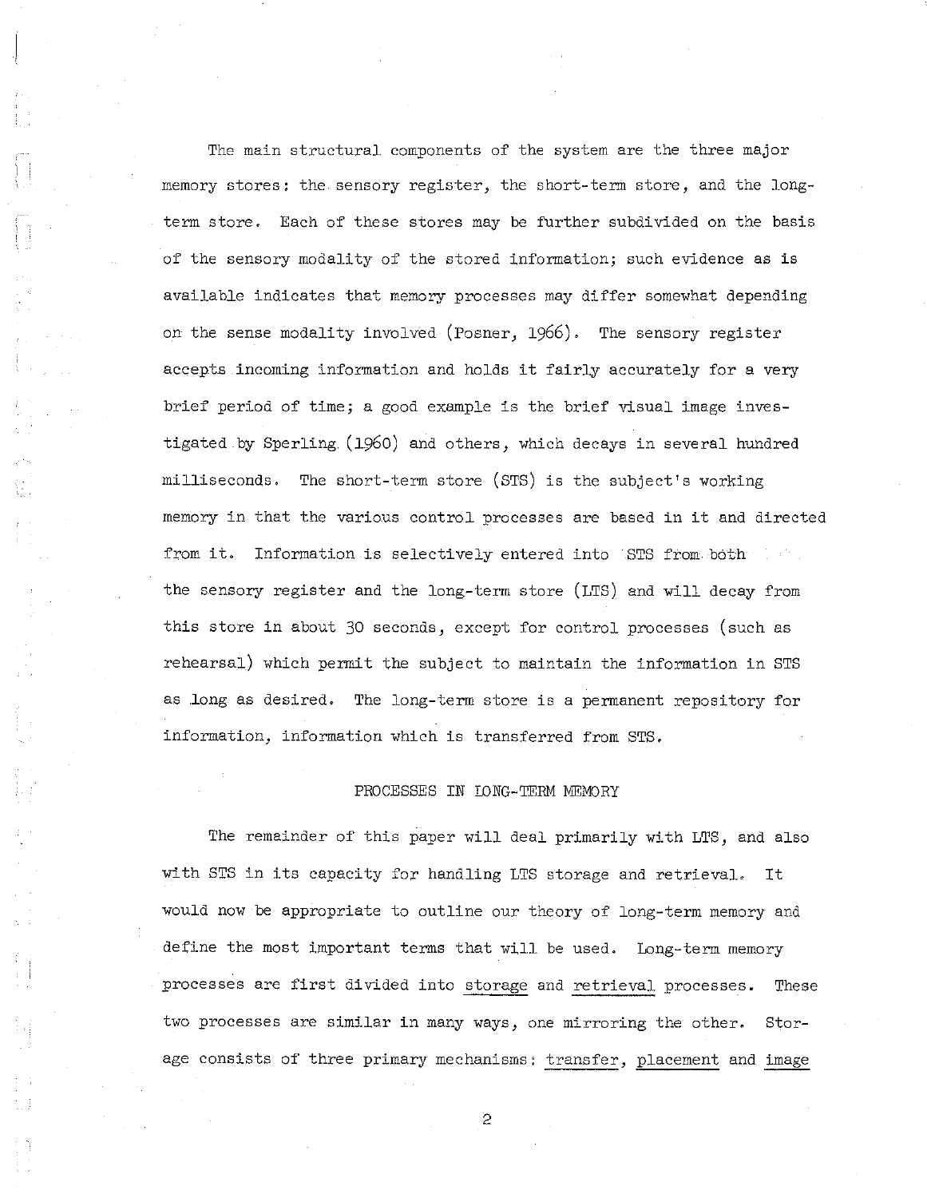The main structural components of the system are the three major memory stores: the sensory register, the short-term store, and the long-term store. Each of these stores may be further subdivided on the basis of the sensory modality of the stored information; such evidence as is available indicates that memory processes may differ somewhat depending on the sense modality involved (Posner, 1966). The sensory register accepts incoming information and holds it fairly accurately for a very brief period of time; a good example is the brief visual image investigated by Sperling (1960) and others, which decays in several hundred milliseconds. The short-term store (STS) is the subject's working memory in that the various control processes are based in it and directed from it. Information is selectively entered into STS from both the sensory register and the long-term store (LTS) and will decay from this store in about 30 seconds, except for control processes (such as rehearsal) which permit the subject to maintain the information in STS as long as desired. The long-term store is a permanent repository for information, information which is transferred from STS.

## PROCESSES IN LONG-TERM MEMORY

The remainder of this paper will deal primarily with LTS, and also with STS in its capacity for handling LTS storage and retrieval. It would now be appropriate to outline our theory of long-term memory and define the most important terms that will be used. Long-term memory processes are first divided into <u>storage</u> and <u>retrieval</u> processes. These two processes are similar in many ways, one mirroring the other. Storage consists of three primary mechanisms: <u>transfer</u>, <u>placement</u> and <u>image</u>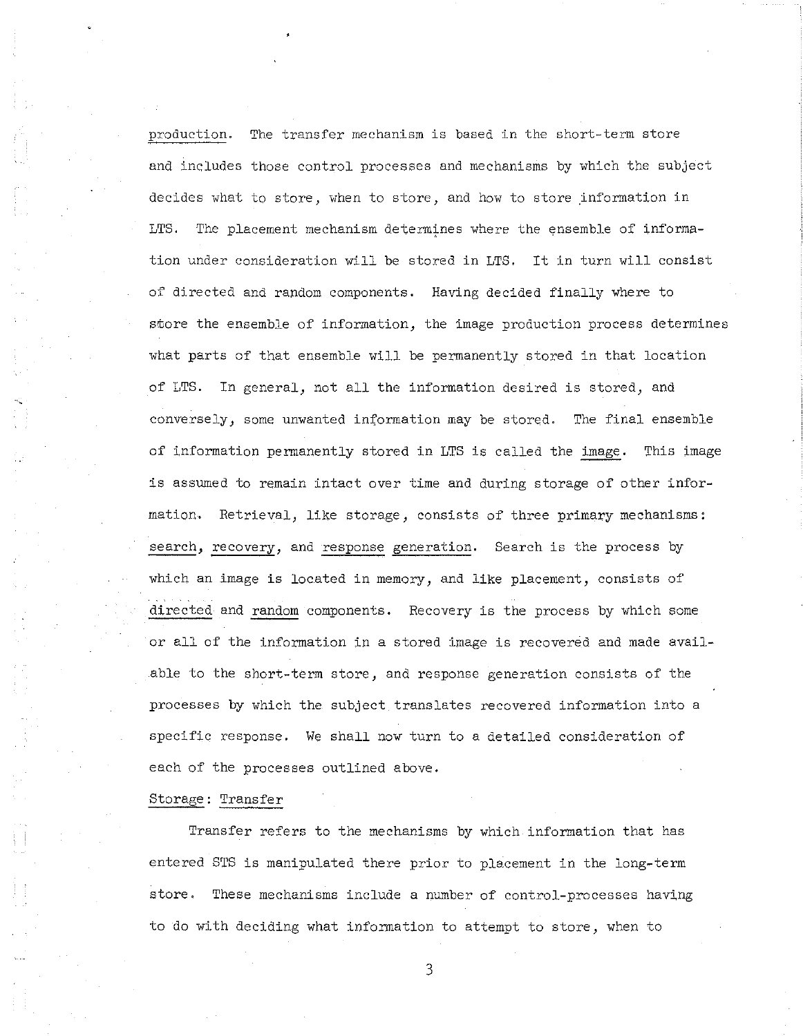production. The transfer mechanism is based in the short-term store and includes those control processes and mechanisms by which the subject decides what to store, when to store, and how to store information in LTS. The placement mechanism determines where the ensemble of information under consideration will be stored in LTS. It in turn will consist of directed and random components. Having decided finally where to store the ensemble of information, the image production process determines what parts of that ensemble will be permanently stored in that location of LTS. In general, not all the information desired is stored, and conversely, some unwanted information may be stored. The final ensemble of information permanently stored in LTS is called the image. This image is assumed to remain intact over time and during storage of other information. Retrieval, like storage, consists of three primary mechanisms: search, recovery, and response generation. Search is the process by which an image is located in memory, and like placement, consists of directed and random components. Recovery is the process by which some or all of the information in a stored image is recovered and made available to the short-term store, and response generation consists of the processes by which the subject translates recovered information into a specific response. We shall now turn to a detailed consideration of each of the processes outlined above.

Storage: Transfer

Transfer refers to the mechanisms by which information that has entered STS is manipulated there prior to placement in the long-term store. These mechanisms include a number of control-processes having to do with deciding what information to attempt to store, when to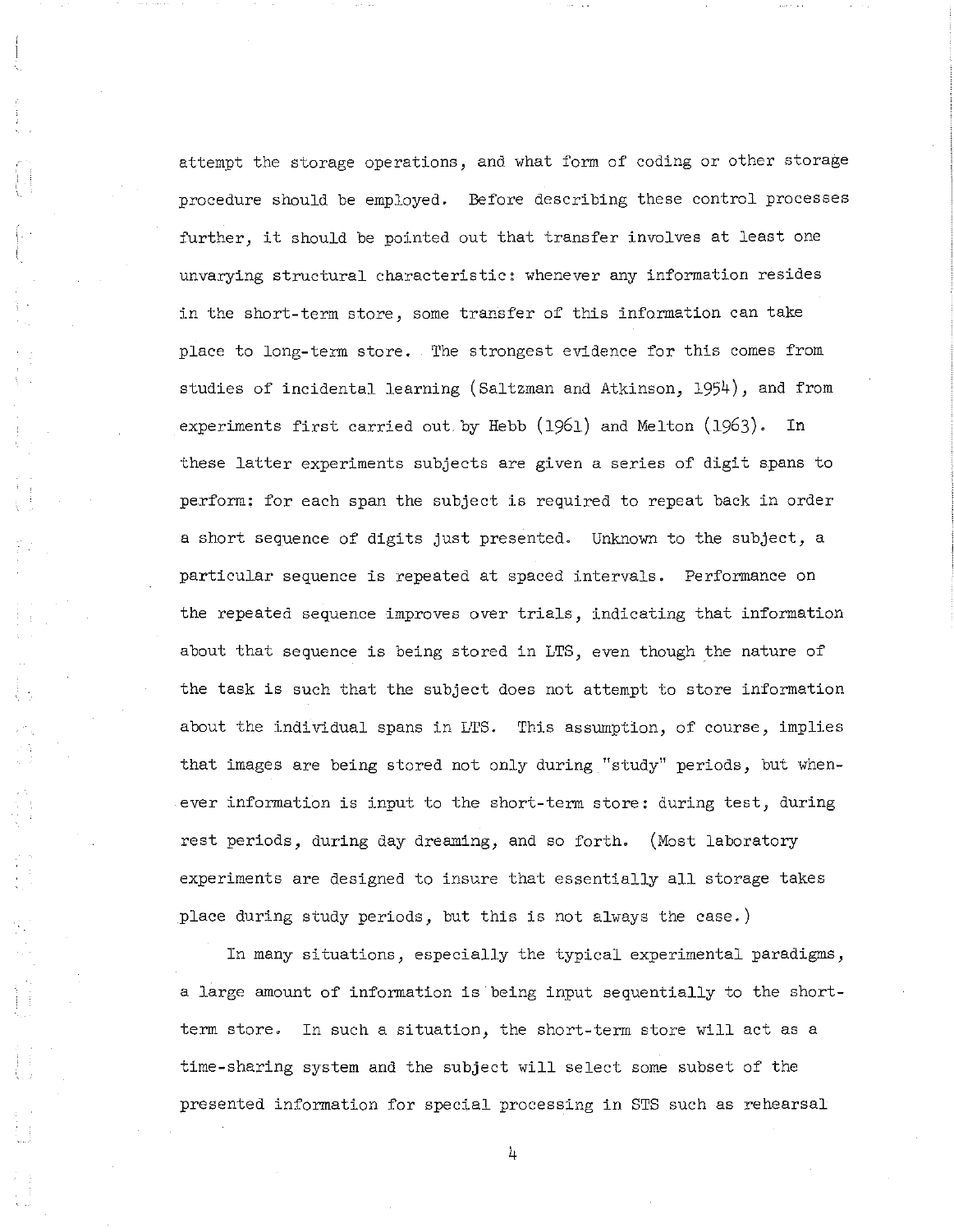attempt the storage operations, and what form of coding or other storage procedure should be employed. Before describing these control processes further, it should be pointed out that transfer involves at least one unvarying structural characteristic: whenever any information resides in the short-term store, some transfer of this information can take place to long-term store. The strongest evidence for this comes from studies of incidental learning (Saltzman and Atkinson, 1954), and from experiments first carried out by Hebb (1961) and Melton (1963). In these latter experiments subjects are given a series of digit spans to perform: for each span the subject is required to repeat back in order a short sequence of digits just presented. Unknown to the subject, a particular sequence is repeated at spaced intervals. Performance on the repeated sequence improves over trials, indicating that information about that sequence is being stored in LTS, even though the nature of the task is such that the subject does not attempt to store information about the individual spans in LTS. This assumption, of course, implies that images are being stored not only during "study" periods, but whenever information is input to the short-term store: during test, during rest periods, during day dreaming, and so forth. (Most laboratory experiments are designed to insure that essentially all storage takes place during study periods, but this is not always the case.)

In many situations, especially the typical experimental paradigms, a large amount of information is being input sequentially to the short-term store. In such a situation, the short-term store will act as a time-sharing system and the subject will select some subset of the presented information for special processing in STS such as rehearsal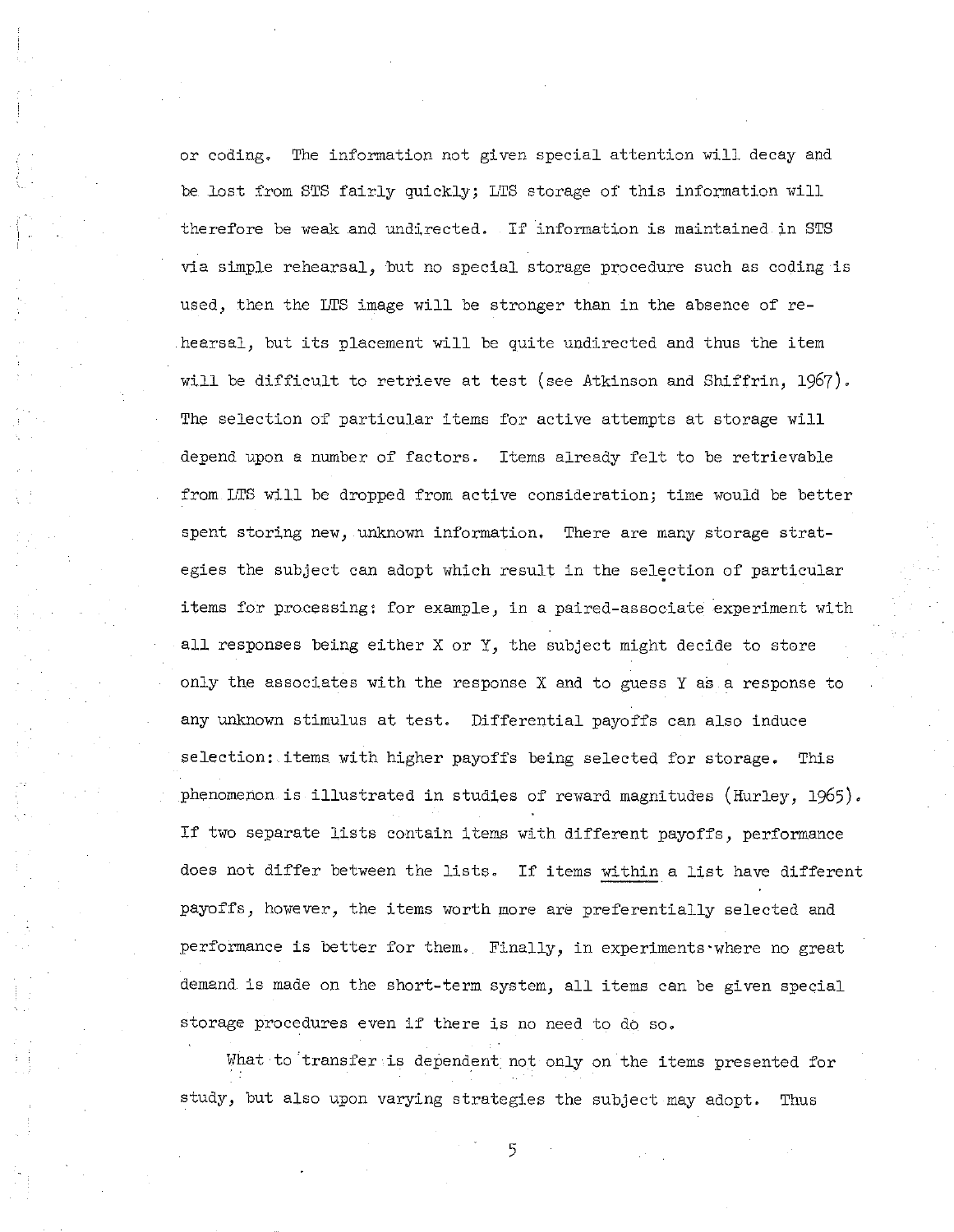or coding. The information not given special attention will decay and be lost from STS fairly quickly; LTS storage of this information will therefore be weak and undirected. If information is maintained in STS via simple rehearsal, but no special storage procedure such as coding is used, then the LTS image will be stronger than in the absence of rehearsal, but its placement will be quite undirected and thus the item will be difficult to retrieve at test (see Atkinson and Shiffrin, 1967). The selection of particular items for active attempts at storage will depend upon a number of factors. Items already felt to be retrievable from LTS will be dropped from active consideration; time would be better spent storing new, unknown information. There are many storage strategies the subject can adopt which result in the selection of particular items for processing: for example, in a paired-associate experiment with all responses being either X or Y, the subject might decide to store only the associates with the response X and to guess Y as a response to any unknown stimulus at test. Differential payoffs can also induce selection: items with higher payoffs being selected for storage. This phenomenon is illustrated in studies of reward magnitudes (Hurley, 1965). If two separate lists contain items with different payoffs, performance does not differ between the lists. If items _within_ a list have different payoffs, however, the items worth more are preferentially selected and performance is better for them. Finally, in experiments where no great demand is made on the short-term system, all items can be given special storage procedures even if there is no need to do so.

What to transfer is dependent not only on the items presented for study, but also upon varying strategies the subject may adopt. Thus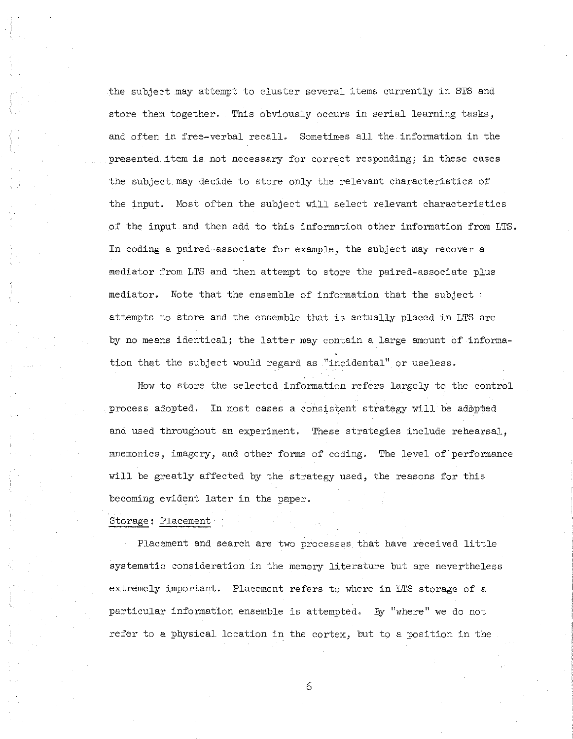the subject may attempt to cluster several items currently in STS and store them together. This obviously occurs in serial learning tasks, and often in free-verbal recall. Sometimes all the information in the presented item is not necessary for correct responding; in these cases the subject may decide to store only the relevant characteristics of the input. Most often the subject will select relevant characteristics of the input and then add to this information other information from LTS. In coding a paired-associate for example, the subject may recover a mediator from LTS and then attempt to store the paired-associate plus mediator. Note that the ensemble of information that the subject attempts to store and the ensemble that is actually placed in LTS are by no means identical; the latter may contain a large amount of information that the subject would regard as "incidental" or useless.

How to store the selected information refers largely to the control process adopted. In most cases a consistent strategy will be adopted and used throughout an experiment. These strategies include rehearsal, mnemonics, imagery, and other forms of coding. The level of performance will be greatly affected by the strategy used, the reasons for this becoming evident later in the paper.

Storage: Placement

Placement and search are two processes that have received little systematic consideration in the memory literature but are nevertheless extremely important. Placement refers to where in LTS storage of a particular information ensemble is attempted. By "where" we do not refer to a physical location in the cortex, but to a position in the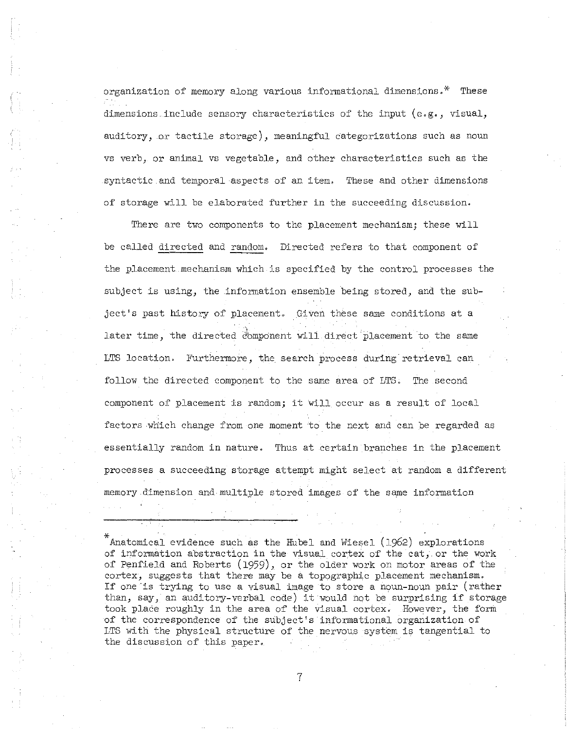organization of memory along various informational dimensions.* These dimensions include sensory characteristics of the input (e.g., visual, auditory, or tactile storage), meaningful categorizations such as noun vs verb, or animal vs vegetable, and other characteristics such as the syntactic and temporal aspects of an item. These and other dimensions of storage will be elaborated further in the succeeding discussion.

There are two components to the placement mechanism; these will be called directed and random. Directed refers to that component of the placement mechanism which is specified by the control processes the subject is using, the information ensemble being stored, and the subject's past history of placement. Given these same conditions at a later time, the directed component will direct placement to the same LTS location. Furthermore, the search process during retrieval can follow the directed component to the same area of LTS. The second component of placement is random; it will occur as a result of local factors which change from one moment to the next and can be regarded as essentially random in nature. Thus at certain branches in the placement processes a succeeding storage attempt might select at random a different memory dimension and multiple stored images of the same information

---

*Anatomical evidence such as the Hubel and Wiesel (1962) explorations of information abstraction in the visual cortex of the cat, or the work of Penfield and Roberts (1959), or the older work on motor areas of the cortex, suggests that there may be a topographic placement mechanism. If one is trying to use a visual image to store a noun-noun pair (rather than, say, an auditory-verbal code) it would not be surprising if storage took place roughly in the area of the visual cortex. However, the form of the correspondence of the subject's informational organization of LTS with the physical structure of the nervous system is tangential to the discussion of this paper.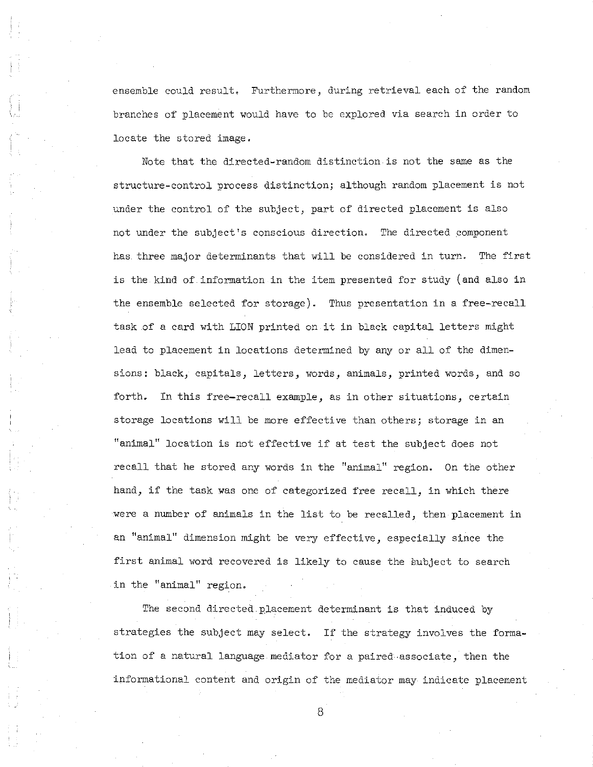ensemble could result. Furthermore, during retrieval each of the random branches of placement would have to be explored via search in order to locate the stored image.

Note that the directed-random distinction is not the same as the structure-control process distinction; although random placement is not under the control of the subject, part of directed placement is also not under the subject's conscious direction. The directed component has three major determinants that will be considered in turn. The first is the kind of information in the item presented for study (and also in the ensemble selected for storage). Thus presentation in a free-recall task of a card with LION printed on it in black capital letters might lead to placement in locations determined by any or all of the dimensions: black, capitals, letters, words, animals, printed words, and so forth. In this free-recall example, as in other situations, certain storage locations will be more effective than others; storage in an "animal" location is not effective if at test the subject does not recall that he stored any words in the "animal" region. On the other hand, if the task was one of categorized free recall, in which there were a number of animals in the list to be recalled, then placement in an "animal" dimension might be very effective, especially since the first animal word recovered is likely to cause the subject to search in the "animal" region.

The second directed placement determinant is that induced by strategies the subject may select. If the strategy involves the formation of a natural language mediator for a paired-associate, then the informational content and origin of the mediator may indicate placement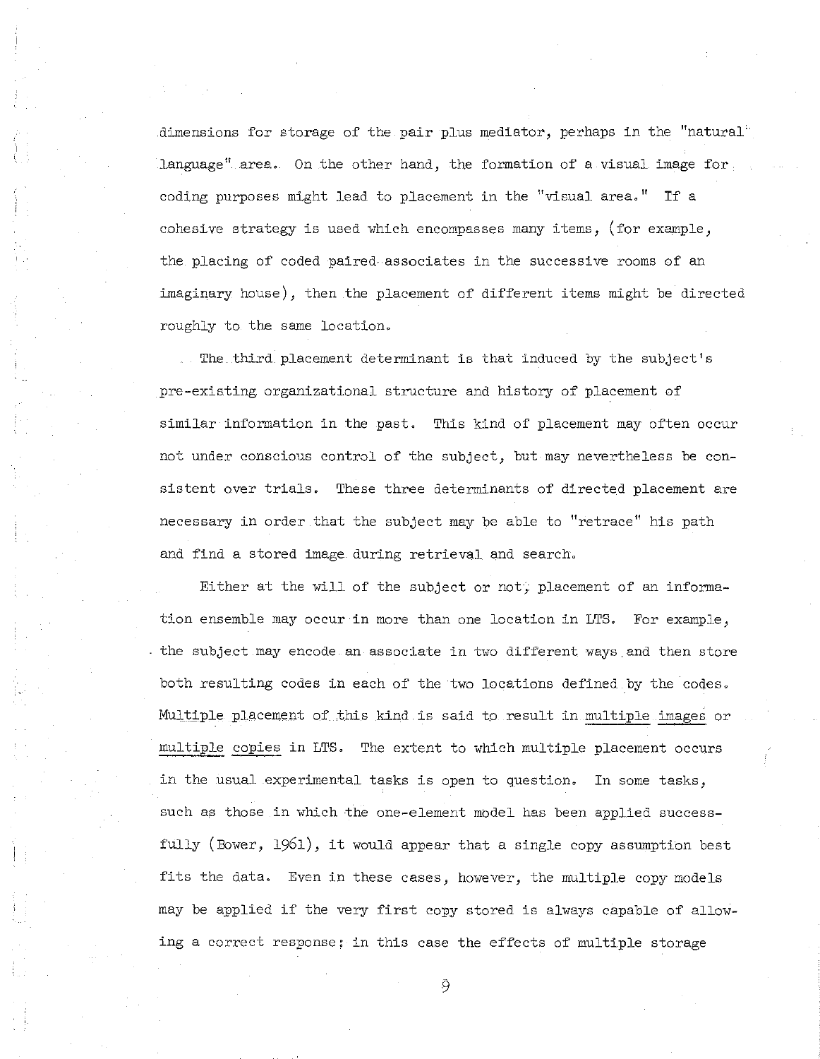dimensions for storage of the pair plus mediator, perhaps in the "natural language" area. On the other hand, the formation of a visual image for coding purposes might lead to placement in the "visual area." If a cohesive strategy is used which encompasses many items, (for example, the placing of coded paired-associates in the successive rooms of an imaginary house), then the placement of different items might be directed roughly to the same location.

The third placement determinant is that induced by the subject's pre-existing organizational structure and history of placement of similar information in the past. This kind of placement may often occur not under conscious control of the subject, but may nevertheless be consistent over trials. These three determinants of directed placement are necessary in order that the subject may be able to "retrace" his path and find a stored image during retrieval and search.

Either at the will of the subject or not, placement of an information ensemble may occur in more than one location in LTS. For example, the subject may encode an associate in two different ways and then store both resulting codes in each of the two locations defined by the codes. Multiple placement of this kind is said to result in _multiple images_ or _multiple copies_ in LTS. The extent to which multiple placement occurs in the usual experimental tasks is open to question. In some tasks, such as those in which the one-element model has been applied successfully (Bower, 1961), it would appear that a single copy assumption best fits the data. Even in these cases, however, the multiple copy models may be applied if the very first copy stored is always capable of allowing a correct response; in this case the effects of multiple storage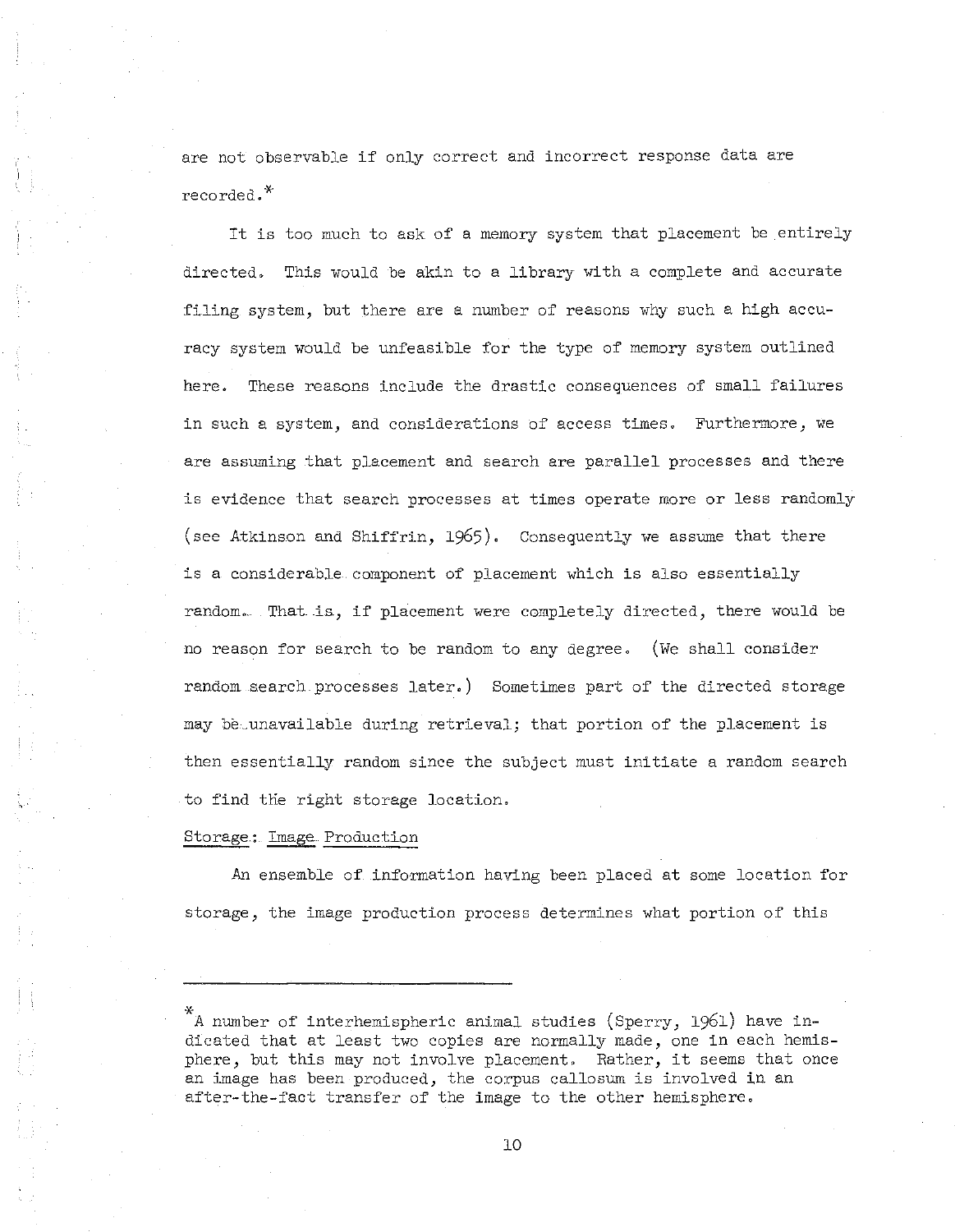are not observable if only correct and incorrect response data are recorded.*

It is too much to ask of a memory system that placement be entirely directed. This would be akin to a library with a complete and accurate filing system, but there are a number of reasons why such a high accuracy system would be unfeasible for the type of memory system outlined here. These reasons include the drastic consequences of small failures in such a system, and considerations of access times. Furthermore, we are assuming that placement and search are parallel processes and there is evidence that search processes at times operate more or less randomly (see Atkinson and Shiffrin, 1965). Consequently we assume that there is a considerable component of placement which is also essentially random. That is, if placement were completely directed, there would be no reason for search to be random to any degree. (We shall consider random search processes later.) Sometimes part of the directed storage may be unavailable during retrieval; that portion of the placement is then essentially random since the subject must initiate a random search to find the right storage location.

Storage: Image Production

An ensemble of information having been placed at some location for storage, the image production process determines what portion of this

---

*A number of interhemispheric animal studies (Sperry, 1961) have indicated that at least two copies are normally made, one in each hemisphere, but this may not involve placement. Rather, it seems that once an image has been produced, the corpus callosum is involved in an after-the-fact transfer of the image to the other hemisphere.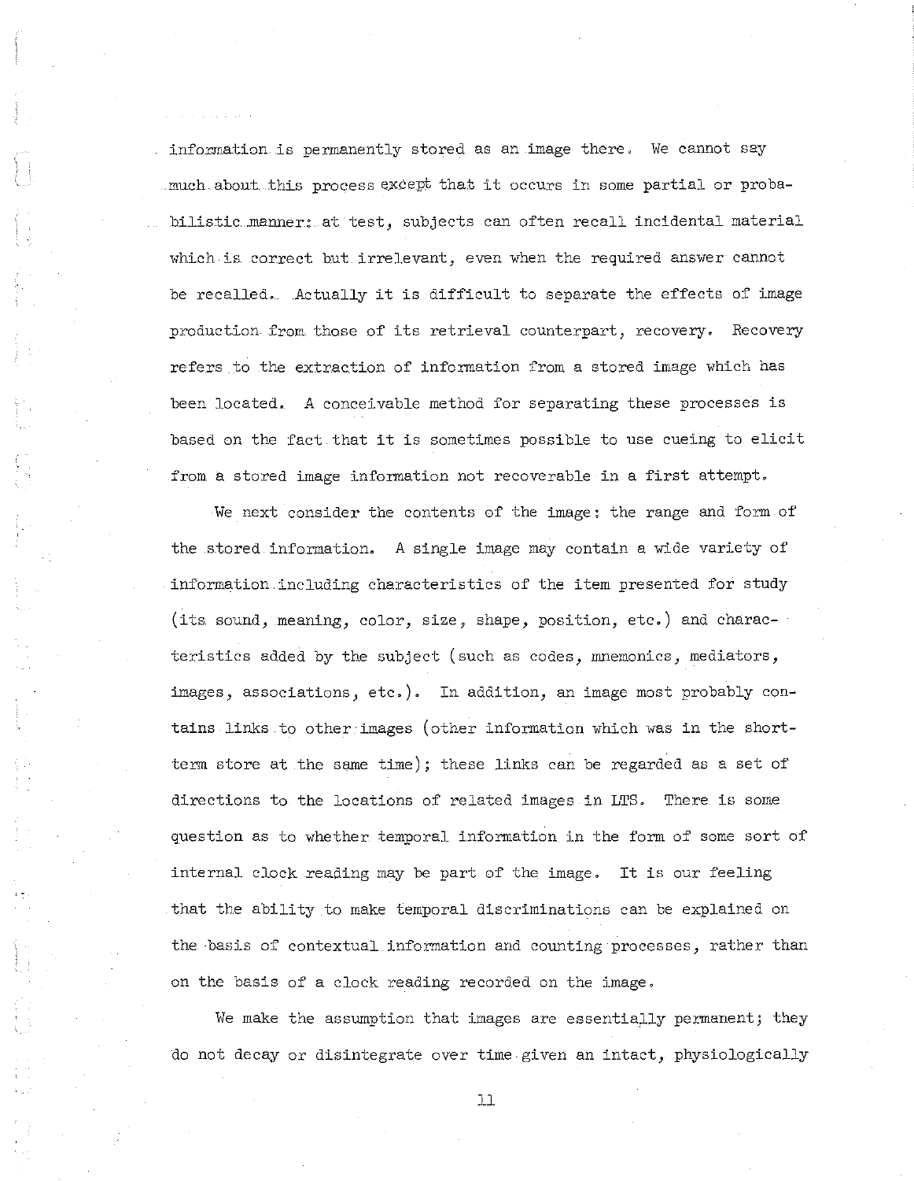information is permanently stored as an image there. We cannot say much about this process except that it occurs in some partial or probabilistic manner: at test, subjects can often recall incidental material which is correct but irrelevant, even when the required answer cannot be recalled. Actually it is difficult to separate the effects of image production from those of its retrieval counterpart, recovery. Recovery refers to the extraction of information from a stored image which has been located. A conceivable method for separating these processes is based on the fact that it is sometimes possible to use cueing to elicit from a stored image information not recoverable in a first attempt.

We next consider the contents of the image: the range and form of the stored information. A single image may contain a wide variety of information including characteristics of the item presented for study (its sound, meaning, color, size, shape, position, etc.) and characteristics added by the subject (such as codes, mnemonics, mediators, images, associations, etc.). In addition, an image most probably contains links to other images (other information which was in the short-term store at the same time); these links can be regarded as a set of directions to the locations of related images in LTS. There is some question as to whether temporal information in the form of some sort of internal clock reading may be part of the image. It is our feeling that the ability to make temporal discriminations can be explained on the basis of contextual information and counting processes, rather than on the basis of a clock reading recorded on the image.

We make the assumption that images are essentially permanent; they do not decay or disintegrate over time given an intact, physiologically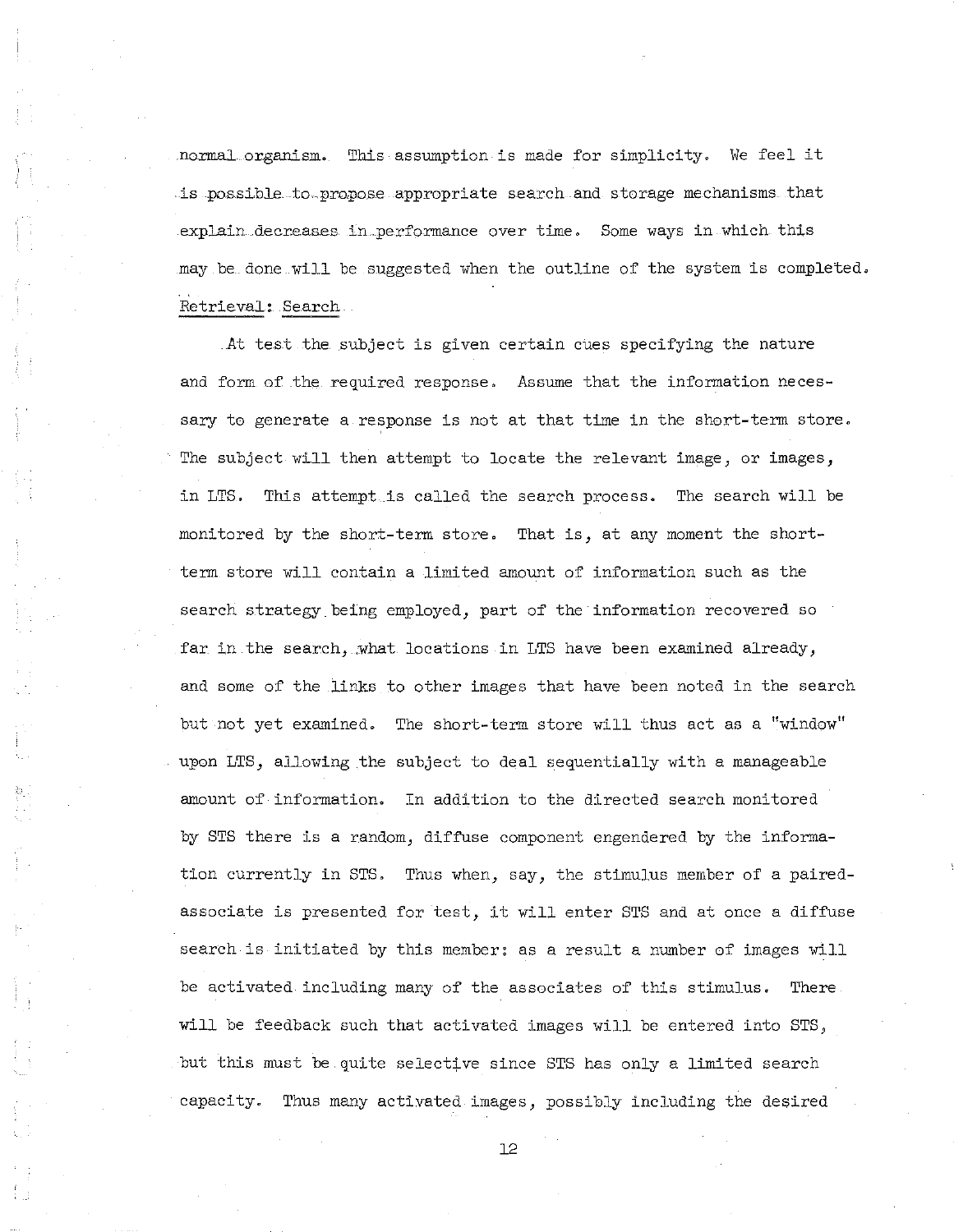normal organism. This assumption is made for simplicity. We feel it is possible to propose appropriate search and storage mechanisms that explain decreases in performance over time. Some ways in which this may be done will be suggested when the outline of the system is completed.

Retrieval: Search

At test the subject is given certain cues specifying the nature and form of the required response. Assume that the information necessary to generate a response is not at that time in the short-term store. The subject will then attempt to locate the relevant image, or images, in LTS. This attempt is called the search process. The search will be monitored by the short-term store. That is, at any moment the short-term store will contain a limited amount of information such as the search strategy being employed, part of the information recovered so far in the search, what locations in LTS have been examined already, and some of the links to other images that have been noted in the search but not yet examined. The short-term store will thus act as a "window" upon LTS, allowing the subject to deal sequentially with a manageable amount of information. In addition to the directed search monitored by STS there is a random, diffuse component engendered by the information currently in STS. Thus when, say, the stimulus member of a paired-associate is presented for test, it will enter STS and at once a diffuse search is initiated by this member; as a result a number of images will be activated including many of the associates of this stimulus. There will be feedback such that activated images will be entered into STS, but this must be quite selective since STS has only a limited search capacity. Thus many activated images, possibly including the desired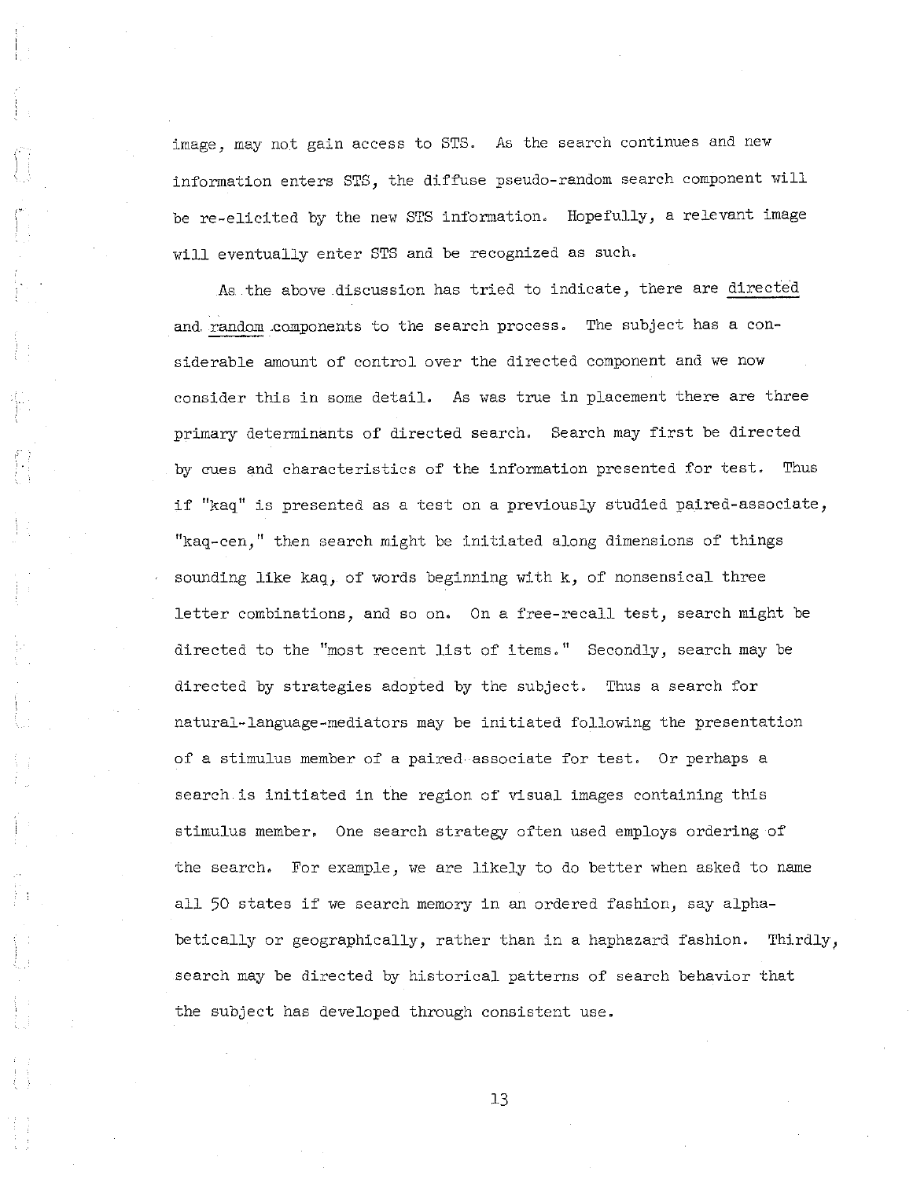image, may not gain access to STS. As the search continues and new information enters STS, the diffuse pseudo-random search component will be re-elicited by the new STS information. Hopefully, a relevant image will eventually enter STS and be recognized as such.

As the above discussion has tried to indicate, there are directed and random components to the search process. The subject has a considerable amount of control over the directed component and we now consider this in some detail. As was true in placement there are three primary determinants of directed search. Search may first be directed by cues and characteristics of the information presented for test. Thus if "kaq" is presented as a test on a previously studied paired-associate, "kaq-cen," then search might be initiated along dimensions of things sounding like kaq, of words beginning with k, of nonsensical three letter combinations, and so on. On a free-recall test, search might be directed to the "most recent list of items." Secondly, search may be directed by strategies adopted by the subject. Thus a search for natural-language-mediators may be initiated following the presentation of a stimulus member of a paired-associate for test. Or perhaps a search is initiated in the region of visual images containing this stimulus member. One search strategy often used employs ordering of the search. For example, we are likely to do better when asked to name all 50 states if we search memory in an ordered fashion, say alphabetically or geographically, rather than in a haphazard fashion. Thirdly, search may be directed by historical patterns of search behavior that the subject has developed through consistent use.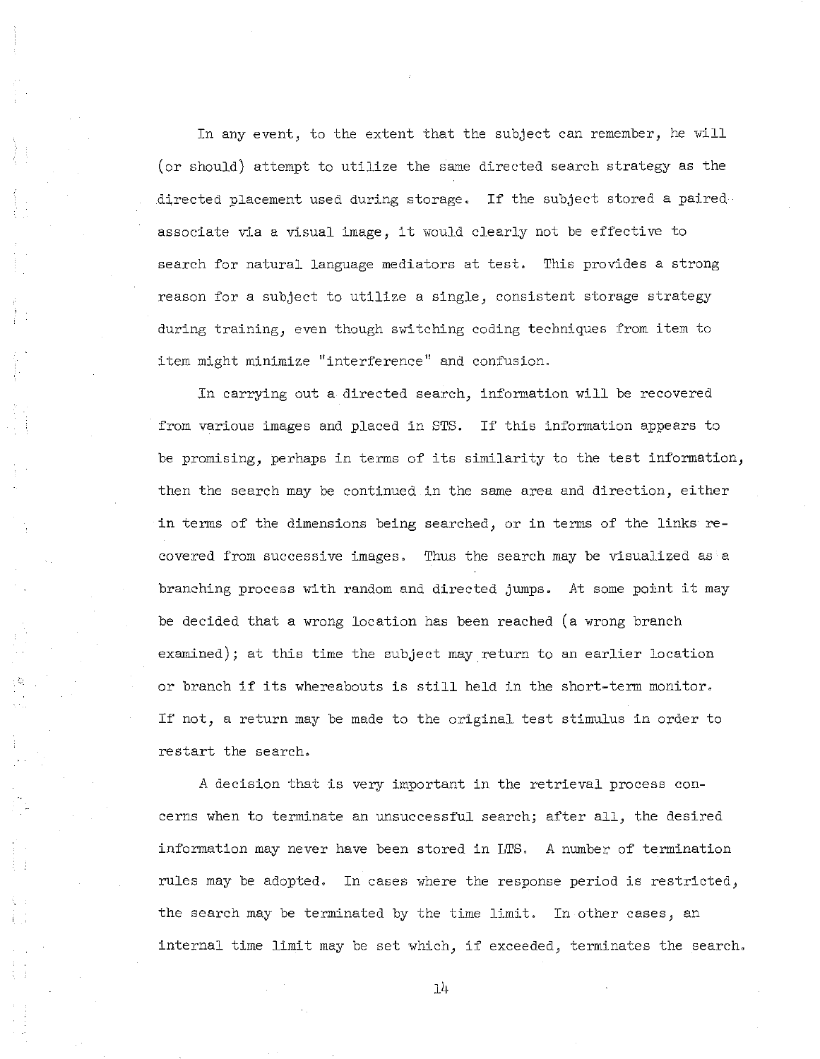In any event, to the extent that the subject can remember, he will (or should) attempt to utilize the same directed search strategy as the directed placement used during storage. If the subject stored a paired-associate via a visual image, it would clearly not be effective to search for natural language mediators at test. This provides a strong reason for a subject to utilize a single, consistent storage strategy during training, even though switching coding techniques from item to item might minimize "interference" and confusion.

In carrying out a directed search, information will be recovered from various images and placed in STS. If this information appears to be promising, perhaps in terms of its similarity to the test information, then the search may be continued in the same area and direction, either in terms of the dimensions being searched, or in terms of the links recovered from successive images. Thus the search may be visualized as a branching process with random and directed jumps. At some point it may be decided that a wrong location has been reached (a wrong branch examined); at this time the subject may return to an earlier location or branch if its whereabouts is still held in the short-term monitor. If not, a return may be made to the original test stimulus in order to restart the search.

A decision that is very important in the retrieval process concerns when to terminate an unsuccessful search; after all, the desired information may never have been stored in LTS. A number of termination rules may be adopted. In cases where the response period is restricted, the search may be terminated by the time limit. In other cases, an internal time limit may be set which, if exceeded, terminates the search.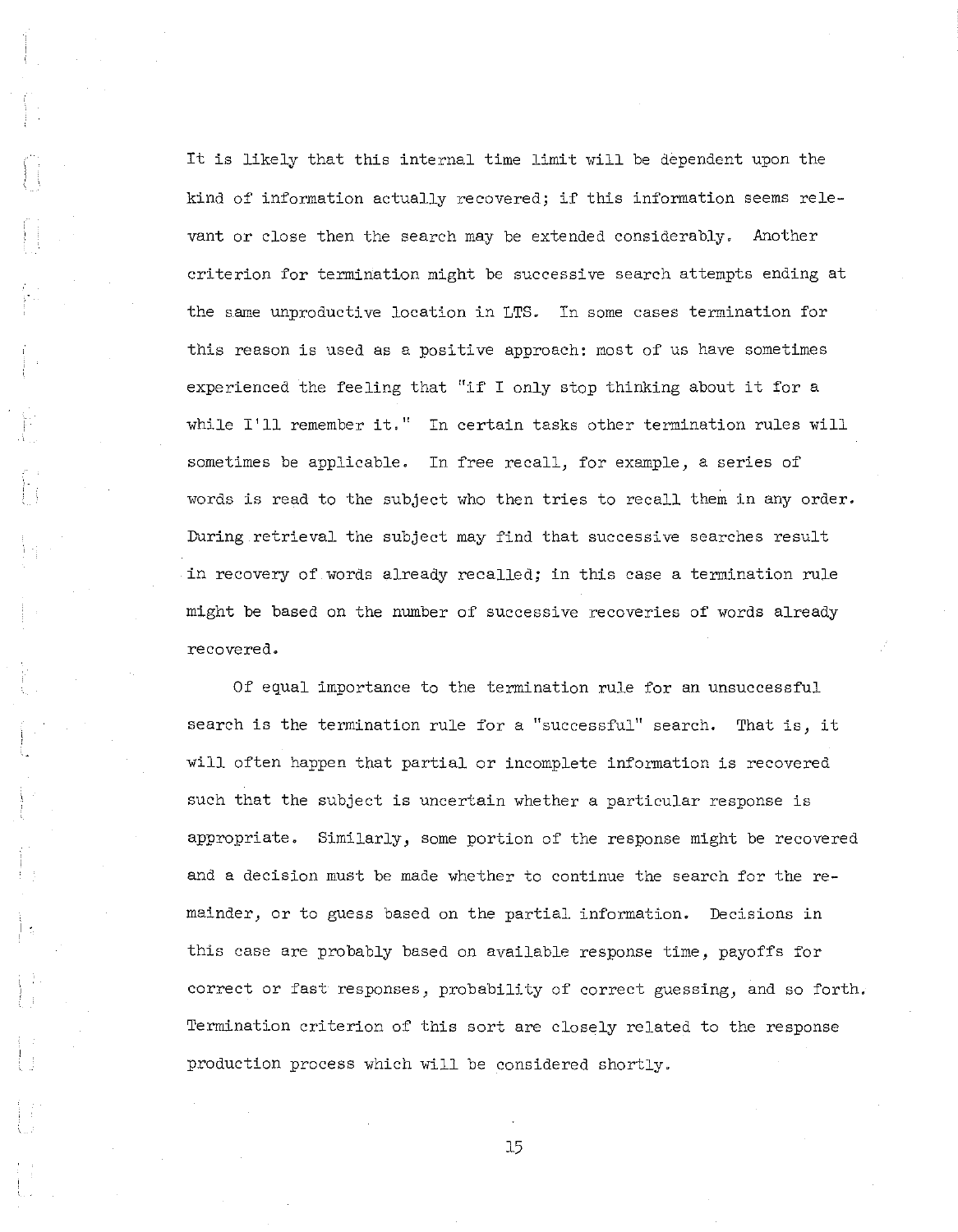It is likely that this internal time limit will be dependent upon the kind of information actually recovered; if this information seems relevant or close then the search may be extended considerably. Another criterion for termination might be successive search attempts ending at the same unproductive location in LTS. In some cases termination for this reason is used as a positive approach: most of us have sometimes experienced the feeling that "if I only stop thinking about it for a while I'll remember it." In certain tasks other termination rules will sometimes be applicable. In free recall, for example, a series of words is read to the subject who then tries to recall them in any order. During retrieval the subject may find that successive searches result in recovery of words already recalled; in this case a termination rule might be based on the number of successive recoveries of words already recovered.

Of equal importance to the termination rule for an unsuccessful search is the termination rule for a "successful" search. That is, it will often happen that partial or incomplete information is recovered such that the subject is uncertain whether a particular response is appropriate. Similarly, some portion of the response might be recovered and a decision must be made whether to continue the search for the remainder, or to guess based on the partial information. Decisions in this case are probably based on available response time, payoffs for correct or fast responses, probability of correct guessing, and so forth. Termination criterion of this sort are closely related to the response production process which will be considered shortly.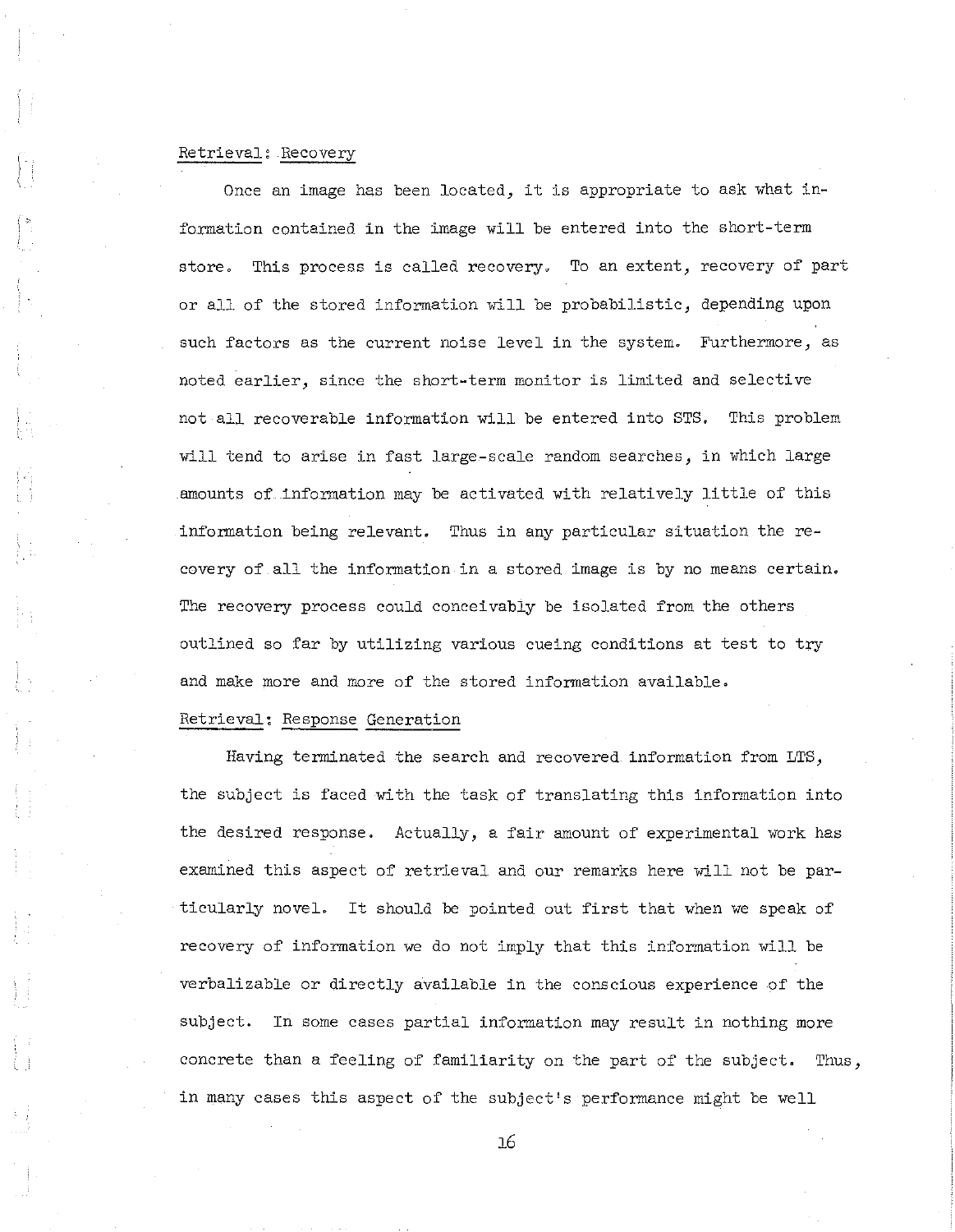Retrieval: Recovery

Once an image has been located, it is appropriate to ask what information contained in the image will be entered into the short-term store. This process is called recovery. To an extent, recovery of part or all of the stored information will be probabilistic, depending upon such factors as the current noise level in the system. Furthermore, as noted earlier, since the short-term monitor is limited and selective not all recoverable information will be entered into STS. This problem will tend to arise in fast large-scale random searches, in which large amounts of information may be activated with relatively little of this information being relevant. Thus in any particular situation the recovery of all the information in a stored image is by no means certain. The recovery process could conceivably be isolated from the others outlined so far by utilizing various cueing conditions at test to try and make more and more of the stored information available.

Retrieval: Response Generation

Having terminated the search and recovered information from LTS, the subject is faced with the task of translating this information into the desired response. Actually, a fair amount of experimental work has examined this aspect of retrieval and our remarks here will not be particularly novel. It should be pointed out first that when we speak of recovery of information we do not imply that this information will be verbalizable or directly available in the conscious experience of the subject. In some cases partial information may result in nothing more concrete than a feeling of familiarity on the part of the subject. Thus, in many cases this aspect of the subject's performance might be well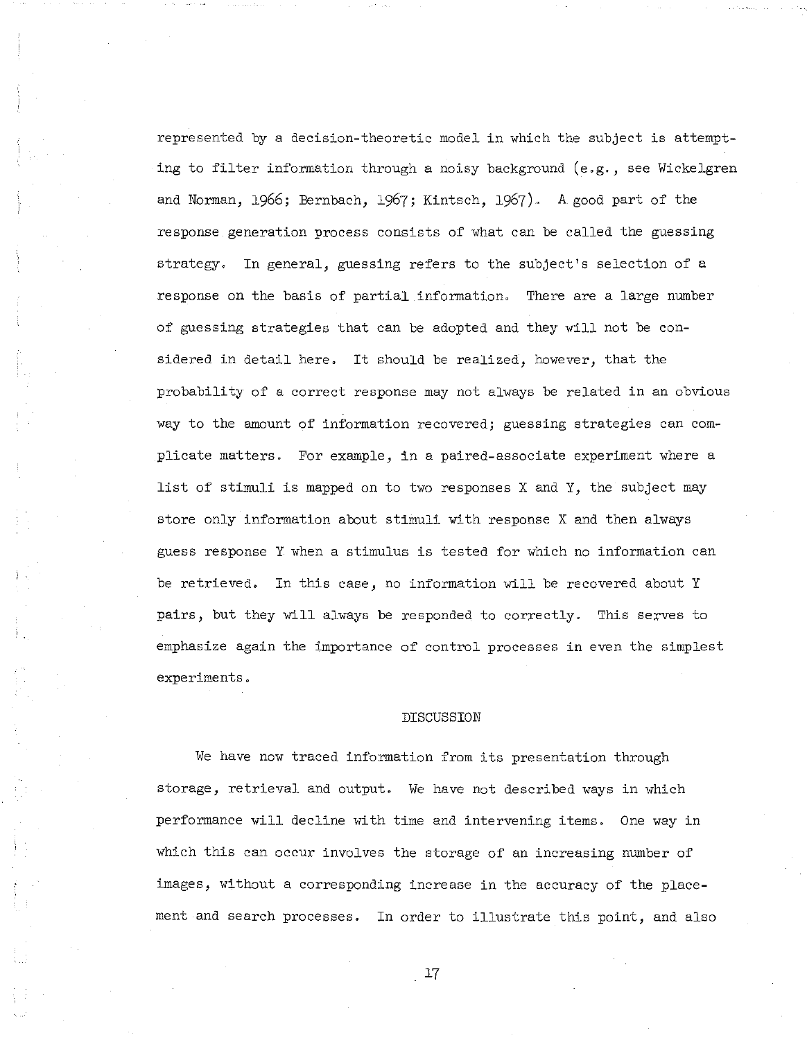represented by a decision-theoretic model in which the subject is attempting to filter information through a noisy background (e.g., see Wickelgren and Norman, 1966; Bernbach, 1967; Kintsch, 1967). A good part of the response generation process consists of what can be called the guessing strategy. In general, guessing refers to the subject's selection of a response on the basis of partial information. There are a large number of guessing strategies that can be adopted and they will not be considered in detail here. It should be realized, however, that the probability of a correct response may not always be related in an obvious way to the amount of information recovered; guessing strategies can complicate matters. For example, in a paired-associate experiment where a list of stimuli is mapped on to two responses X and Y, the subject may store only information about stimuli with response X and then always guess response Y when a stimulus is tested for which no information can be retrieved. In this case, no information will be recovered about Y pairs, but they will always be responded to correctly. This serves to emphasize again the importance of control processes in even the simplest experiments.

## DISCUSSION

We have now traced information from its presentation through storage, retrieval and output. We have not described ways in which performance will decline with time and intervening items. One way in which this can occur involves the storage of an increasing number of images, without a corresponding increase in the accuracy of the placement and search processes. In order to illustrate this point, and also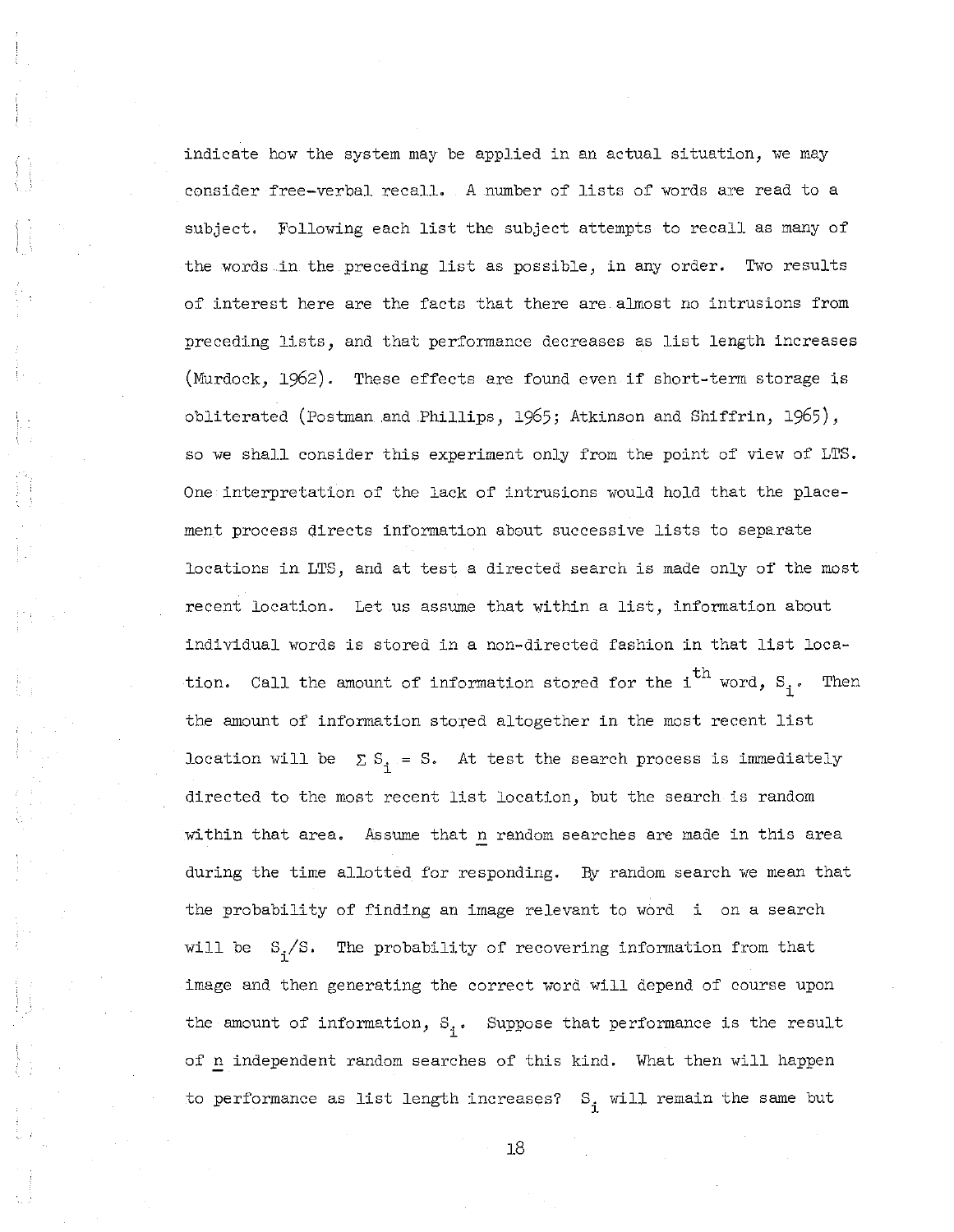indicate how the system may be applied in an actual situation, we may consider free-verbal recall. A number of lists of words are read to a subject. Following each list the subject attempts to recall as many of the words in the preceding list as possible, in any order. Two results of interest here are the facts that there are almost no intrusions from preceding lists, and that performance decreases as list length increases (Murdock, 1962). These effects are found even if short-term storage is obliterated (Postman and Phillips, 1965; Atkinson and Shiffrin, 1965), so we shall consider this experiment only from the point of view of LTS. One interpretation of the lack of intrusions would hold that the placement process directs information about successive lists to separate locations in LTS, and at test a directed search is made only of the most recent location. Let us assume that within a list, information about individual words is stored in a non-directed fashion in that list location. Call the amount of information stored for the $i^{th}$ word, $S_i$. Then the amount of information stored altogether in the most recent list location will be $\Sigma S_i = S$. At test the search process is immediately directed to the most recent list location, but the search is random within that area. Assume that _n_ random searches are made in this area during the time allotted for responding. By random search we mean that the probability of finding an image relevant to word $i$ on a search will be $S_i/S$. The probability of recovering information from that image and then generating the correct word will depend of course upon the amount of information, $S_i$. Suppose that performance is the result of _n_ independent random searches of this kind. What then will happen to performance as list length increases? $S_i$ will remain the same but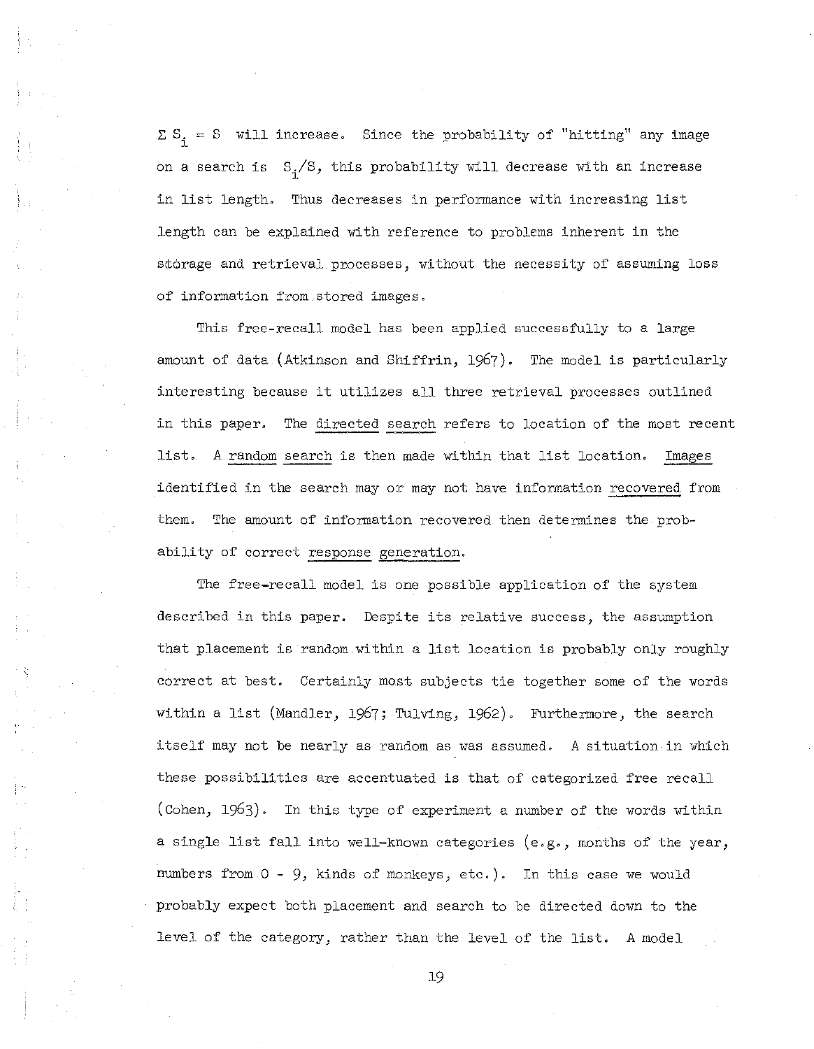$\Sigma S_i = S$ will increase. Since the probability of "hitting" any image on a search is $S_i/S$, this probability will decrease with an increase in list length. Thus decreases in performance with increasing list length can be explained with reference to problems inherent in the storage and retrieval processes, without the necessity of assuming loss of information from stored images.

This free-recall model has been applied successfully to a large amount of data (Atkinson and Shiffrin, 1967). The model is particularly interesting because it utilizes all three retrieval processes outlined in this paper. The *directed search* refers to location of the most recent list. A *random search* is then made within that list location. *Images* identified in the search may or may not have information *recovered* from them. The amount of information recovered then determines the probability of correct *response generation*.

The free-recall model is one possible application of the system described in this paper. Despite its relative success, the assumption that placement is random within a list location is probably only roughly correct at best. Certainly most subjects tie together some of the words within a list (Mandler, 1967; Tulving, 1962). Furthermore, the search itself may not be nearly as random as was assumed. A situation in which these possibilities are accentuated is that of categorized free recall (Cohen, 1963). In this type of experiment a number of the words within a single list fall into well-known categories (e.g., months of the year, numbers from 0 - 9, kinds of monkeys, etc.). In this case we would probably expect both placement and search to be directed down to the level of the category, rather than the level of the list. A model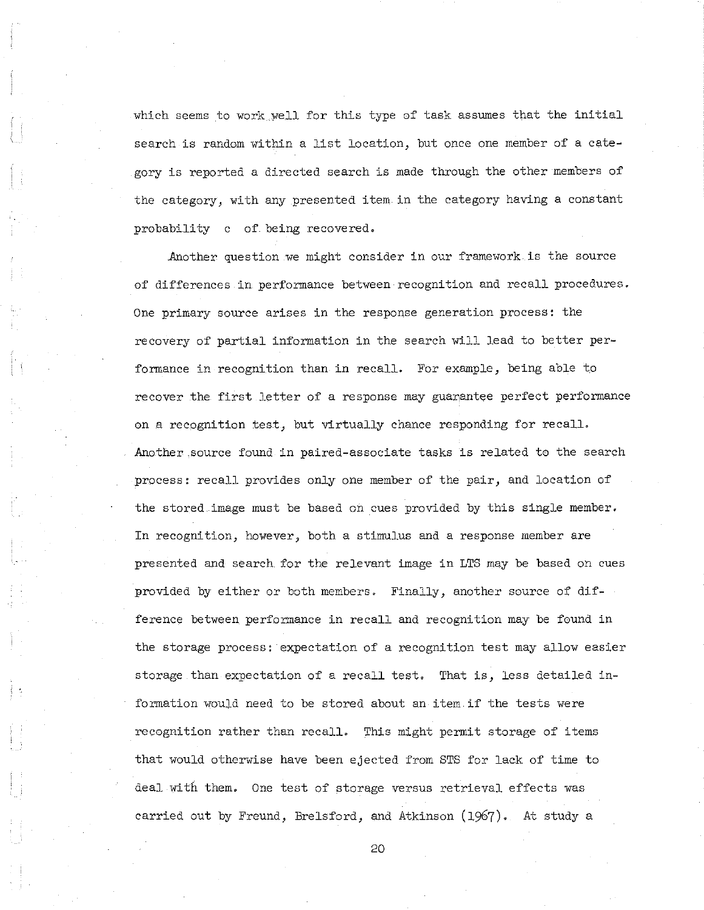which seems to work well for this type of task assumes that the initial search is random within a list location, but once one member of a category is reported a directed search is made through the other members of the category, with any presented item in the category having a constant probability $c$ of being recovered.

Another question we might consider in our framework is the source of differences in performance between recognition and recall procedures. One primary source arises in the response generation process: the recovery of partial information in the search will lead to better performance in recognition than in recall. For example, being able to recover the first letter of a response may guarantee perfect performance on a recognition test, but virtually chance responding for recall. Another source found in paired-associate tasks is related to the search process: recall provides only one member of the pair, and location of the stored image must be based on cues provided by this single member. In recognition, however, both a stimulus and a response member are presented and search for the relevant image in LTS may be based on cues provided by either or both members. Finally, another source of difference between performance in recall and recognition may be found in the storage process: expectation of a recognition test may allow easier storage than expectation of a recall test. That is, less detailed information would need to be stored about an item if the tests were recognition rather than recall. This might permit storage of items that would otherwise have been ejected from STS for lack of time to deal with them. One test of storage versus retrieval effects was carried out by Freund, Brelsford, and Atkinson (1967). At study a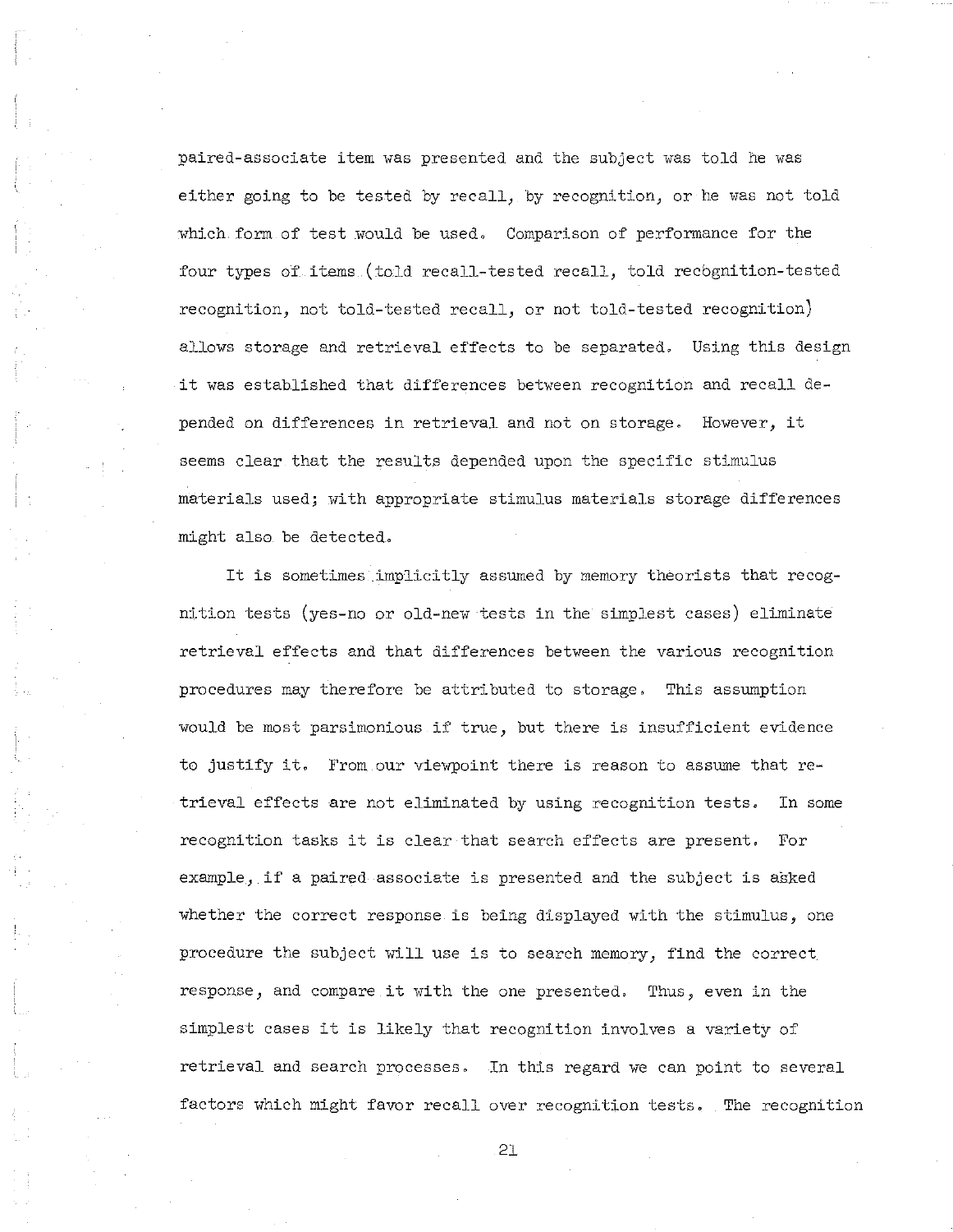paired-associate item was presented and the subject was told he was either going to be tested by recall, by recognition, or he was not told which form of test would be used. Comparison of performance for the four types of items (told recall-tested recall, told recognition-tested recognition, not told-tested recall, or not told-tested recognition) allows storage and retrieval effects to be separated. Using this design it was established that differences between recognition and recall depended on differences in retrieval and not on storage. However, it seems clear that the results depended upon the specific stimulus materials used; with appropriate stimulus materials storage differences might also be detected.

It is sometimes implicitly assumed by memory theorists that recognition tests (yes-no or old-new tests in the simplest cases) eliminate retrieval effects and that differences between the various recognition procedures may therefore be attributed to storage. This assumption would be most parsimonious if true, but there is insufficient evidence to justify it. From our viewpoint there is reason to assume that retrieval effects are not eliminated by using recognition tests. In some recognition tasks it is clear that search effects are present. For example, if a paired associate is presented and the subject is asked whether the correct response is being displayed with the stimulus, one procedure the subject will use is to search memory, find the correct response, and compare it with the one presented. Thus, even in the simplest cases it is likely that recognition involves a variety of retrieval and search processes. In this regard we can point to several factors which might favor recall over recognition tests. The recognition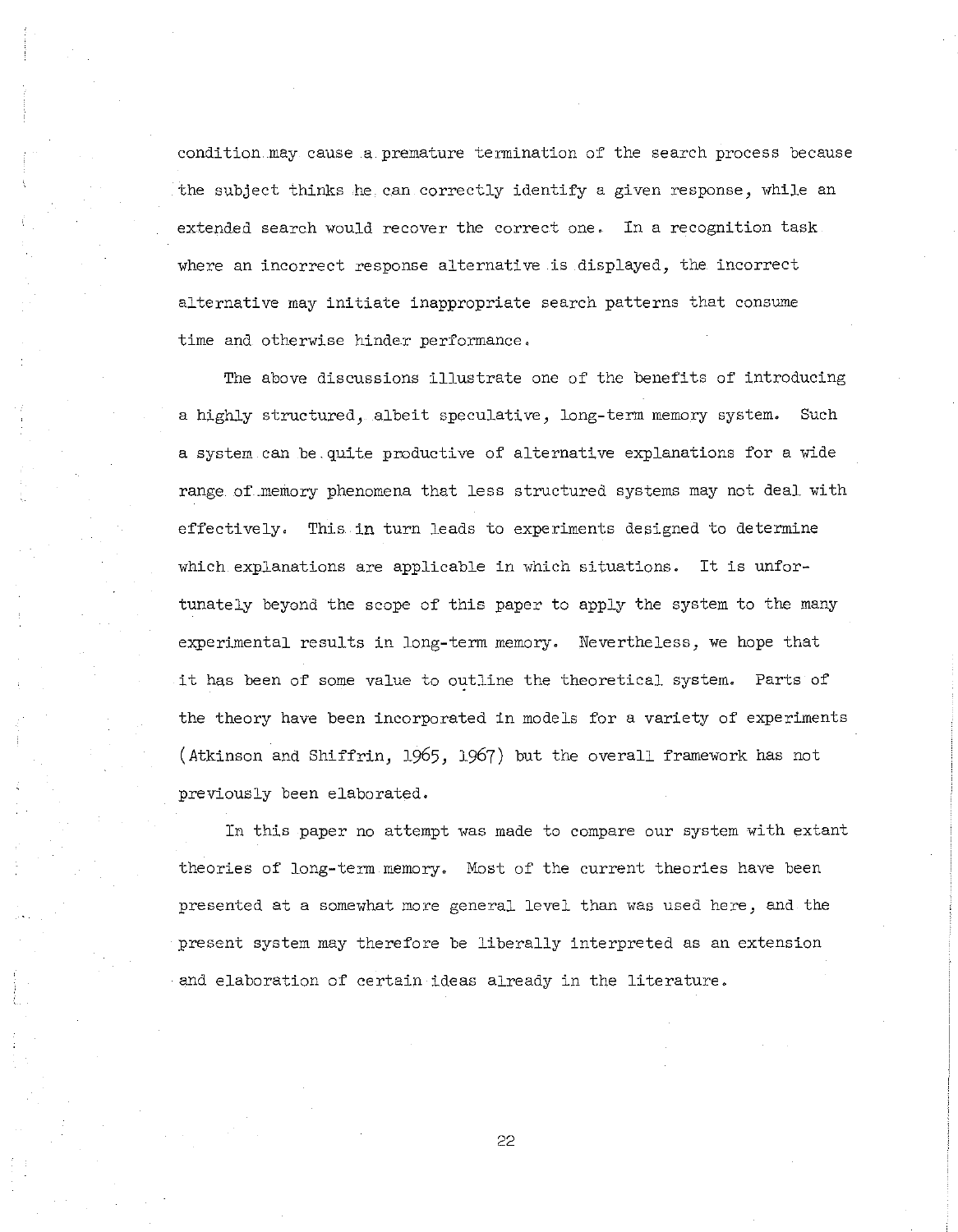condition may cause a premature termination of the search process because the subject thinks he can correctly identify a given response, while an extended search would recover the correct one. In a recognition task where an incorrect response alternative is displayed, the incorrect alternative may initiate inappropriate search patterns that consume time and otherwise hinder performance.

The above discussions illustrate one of the benefits of introducing a highly structured, albeit speculative, long-term memory system. Such a system can be quite productive of alternative explanations for a wide range of memory phenomena that less structured systems may not deal with effectively. This in turn leads to experiments designed to determine which explanations are applicable in which situations. It is unfortunately beyond the scope of this paper to apply the system to the many experimental results in long-term memory. Nevertheless, we hope that it has been of some value to outline the theoretical system. Parts of the theory have been incorporated in models for a variety of experiments (Atkinson and Shiffrin, 1965, 1967) but the overall framework has not previously been elaborated.

In this paper no attempt was made to compare our system with extant theories of long-term memory. Most of the current theories have been presented at a somewhat more general level than was used here, and the present system may therefore be liberally interpreted as an extension and elaboration of certain ideas already in the literature.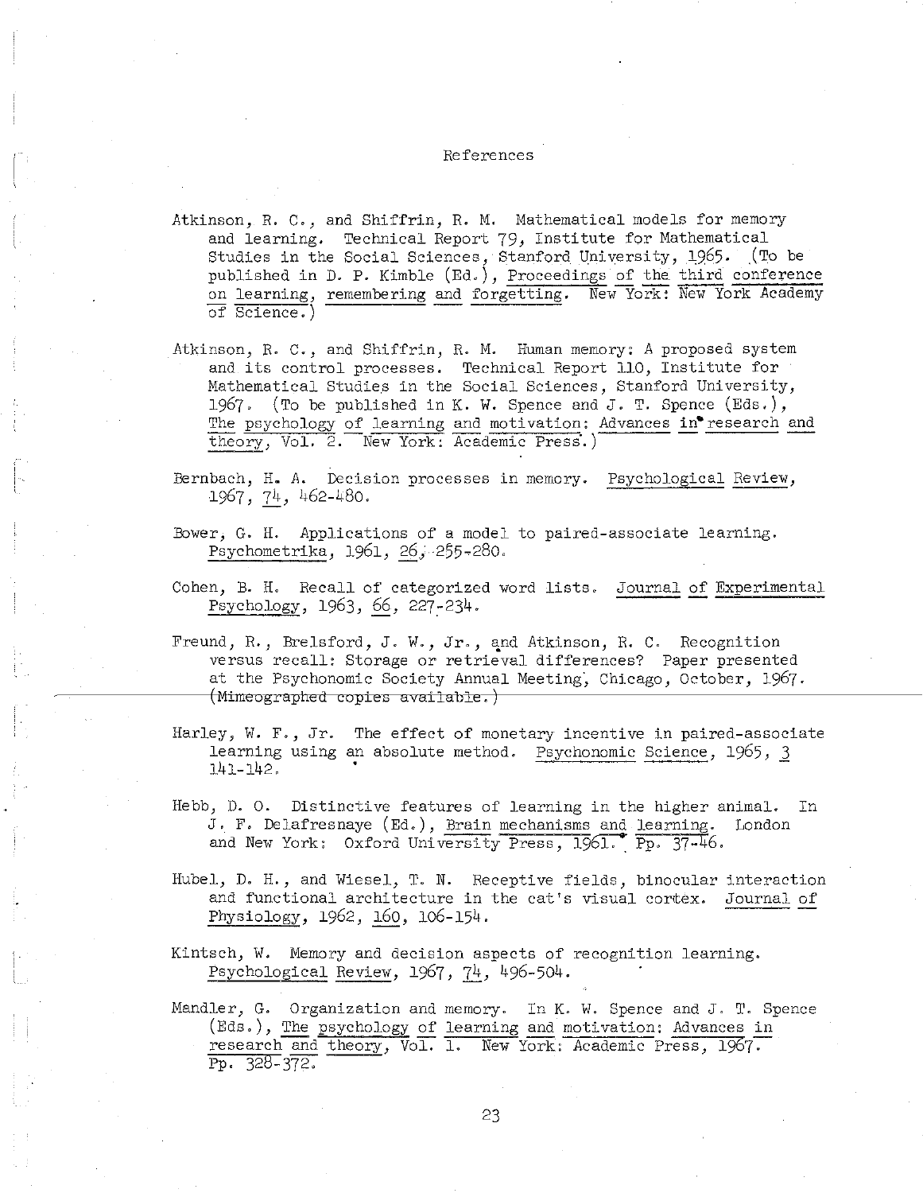# References

Atkinson, R. C., and Shiffrin, R. M. Mathematical models for memory and learning. Technical Report 79, Institute for Mathematical Studies in the Social Sciences, Stanford University, 1965. (To be published in D. P. Kimble (Ed.), *Proceedings of the third conference on learning, remembering and forgetting.* New York: New York Academy of Science.)

Atkinson, R. C., and Shiffrin, R. M. Human memory: A proposed system and its control processes. Technical Report 110, Institute for Mathematical Studies in the Social Sciences, Stanford University, 1967. (To be published in K. W. Spence and J. T. Spence (Eds.), *The psychology of learning and motivation: Advances in research and theory*, Vol. 2. New York: Academic Press.)

Bernbach, H. A. Decision processes in memory. *Psychological Review*, 1967, *74*, 462-480.

Bower, G. H. Applications of a model to paired-associate learning. *Psychometrika*, 1961, *26*, 255-280.

Cohen, B. H. Recall of categorized word lists. *Journal of Experimental Psychology*, 1963, *66*, 227-234.

Freund, R., Brelsford, J. W., Jr., and Atkinson, R. C. Recognition versus recall: Storage or retrieval differences? Paper presented at the Psychonomic Society Annual Meeting, Chicago, October, 1967. (Mimeographed copies available.)

Harley, W. F., Jr. The effect of monetary incentive in paired-associate learning using an absolute method. *Psychonomic Science*, 1965, *3* 141-142.

Hebb, D. O. Distinctive features of learning in the higher animal. In J. F. Delafresnaye (Ed.), *Brain mechanisms and learning.* London and New York: Oxford University Press, 1961. Pp. 37-46.

Hubel, D. H., and Wiesel, T. N. Receptive fields, binocular interaction and functional architecture in the cat's visual cortex. *Journal of Physiology*, 1962, *160*, 106-154.

Kintsch, W. Memory and decision aspects of recognition learning. *Psychological Review*, 1967, *74*, 496-504.

Mandler, G. Organization and memory. In K. W. Spence and J. T. Spence (Eds.), *The psychology of learning and motivation: Advances in research and theory*, Vol. 1. New York: Academic Press, 1967. Pp. 328-372.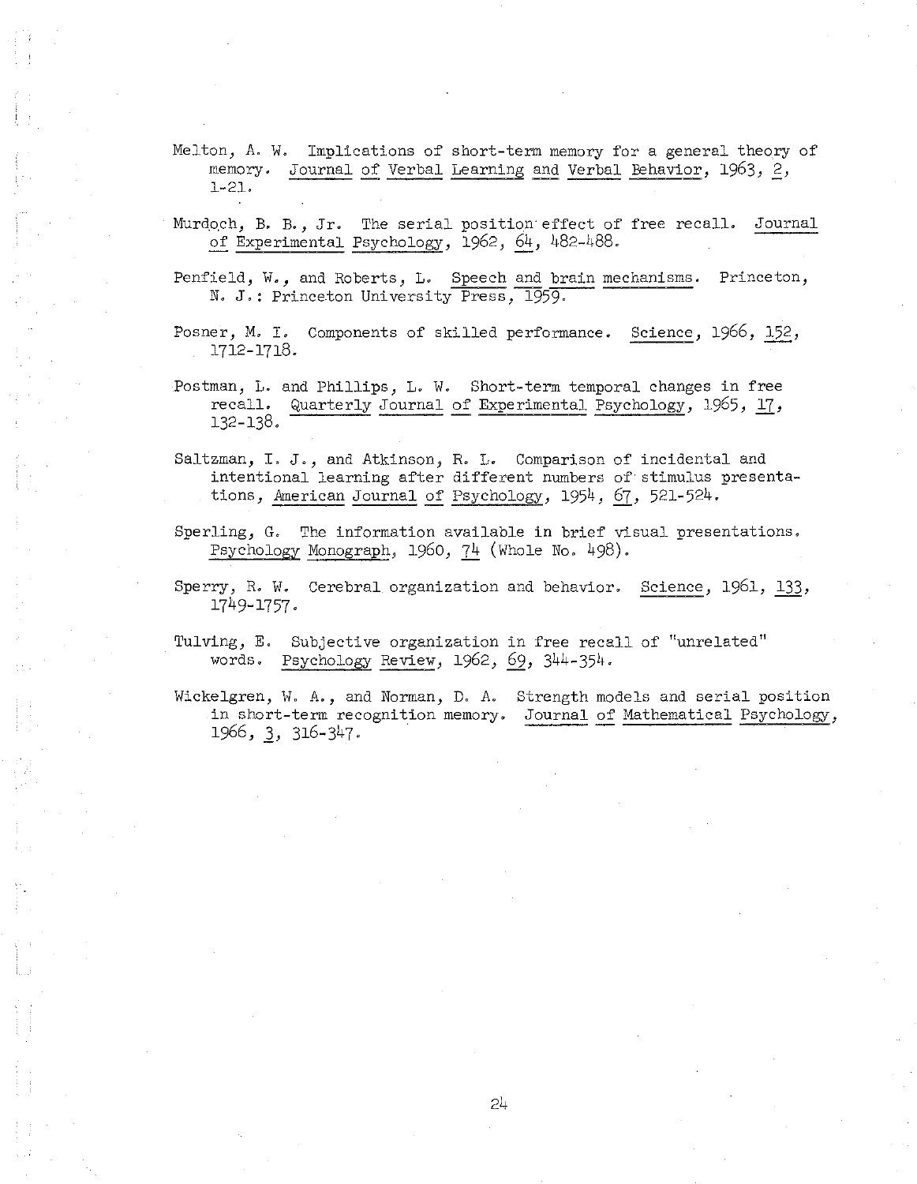Melton, A. W. Implications of short-term memory for a general theory of memory. Journal of Verbal Learning and Verbal Behavior, 1963, 2, 1-21.

Murdoch, B. B., Jr. The serial position effect of free recall. Journal of Experimental Psychology, 1962, 64, 482-488.

Penfield, W., and Roberts, L. Speech and brain mechanisms. Princeton, N. J.: Princeton University Press, 1959.

Posner, M. I. Components of skilled performance. Science, 1966, 152, 1712-1718.

Postman, L. and Phillips, L. W. Short-term temporal changes in free recall. Quarterly Journal of Experimental Psychology, 1965, 17, 132-138.

Saltzman, I. J., and Atkinson, R. L. Comparison of incidental and intentional learning after different numbers of stimulus presentations, American Journal of Psychology, 1954, 67, 521-524.

Sperling, G. The information available in brief visual presentations. Psychology Monograph, 1960, 74 (Whole No. 498).

Sperry, R. W. Cerebral organization and behavior. Science, 1961, 133, 1749-1757.

Tulving, E. Subjective organization in free recall of "unrelated" words. Psychology Review, 1962, 69, 344-354.

Wickelgren, W. A., and Norman, D. A. Strength models and serial position in short-term recognition memory. Journal of Mathematical Psychology, 1966, 3, 316-347.